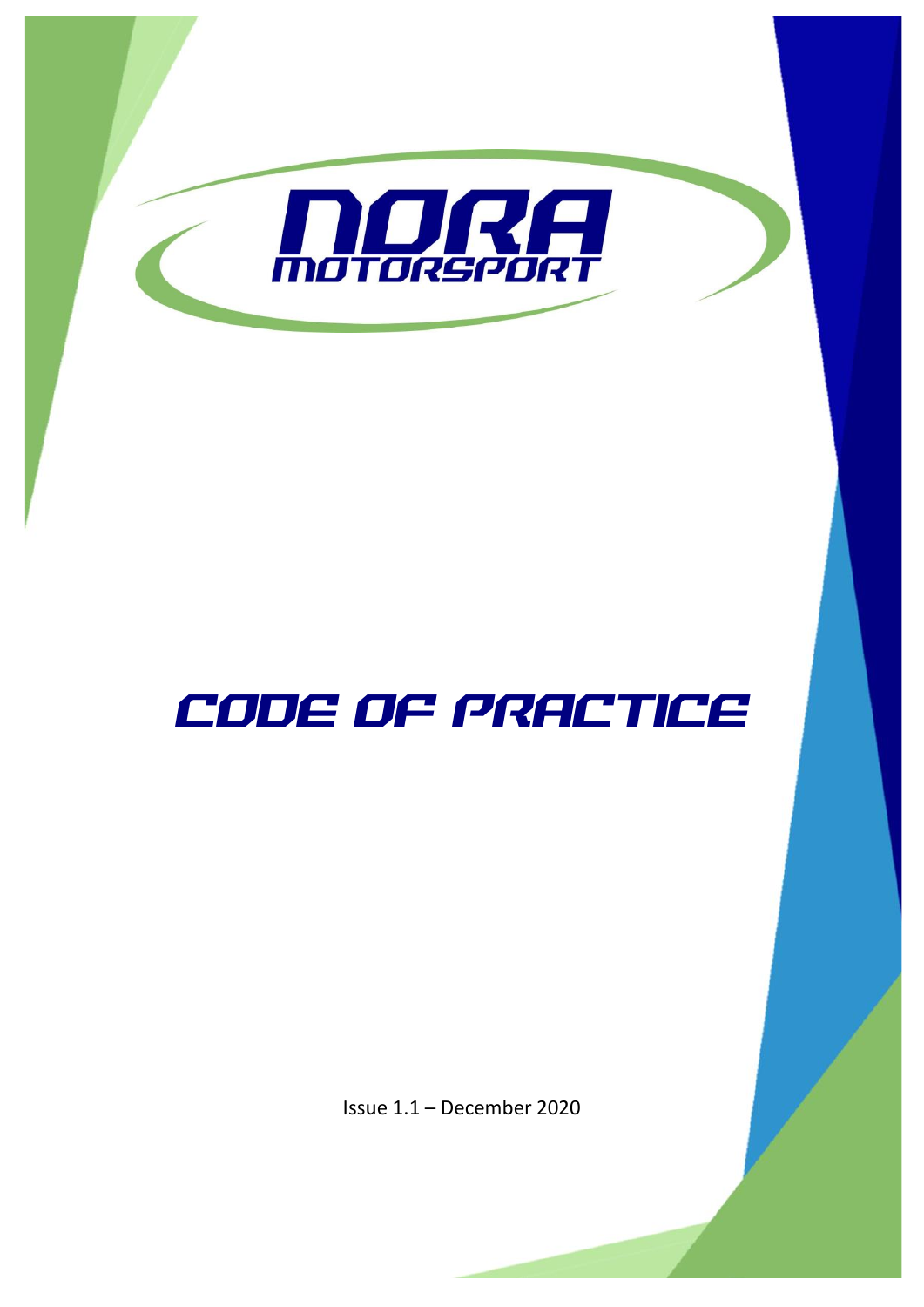# NORA MOTORSPORT

# CODE OF PRACTICE

Issue 1.1 – December 2020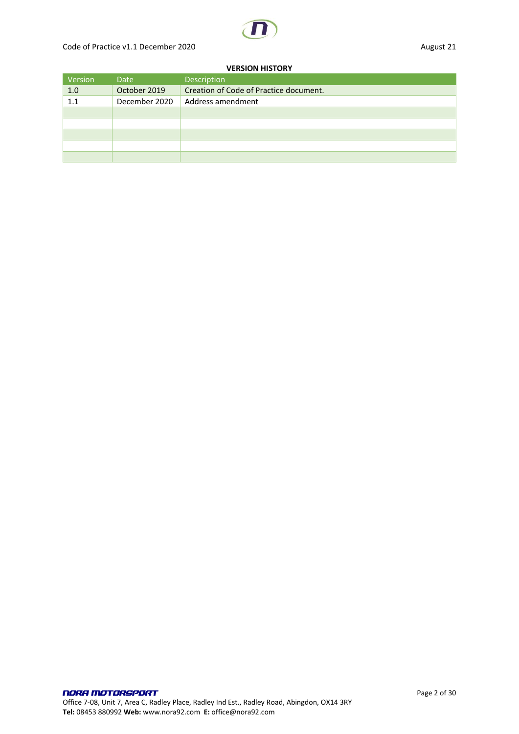**VERSION HISTORY**

| Version | Date | Description |
|---|---|---|
| 1.0 | October 2019 | Creation of Code of Practice document. |
| 1.1 | December 2020 | Address amendment |
| | | |
| | | |
| | | |
| | | |
| | | |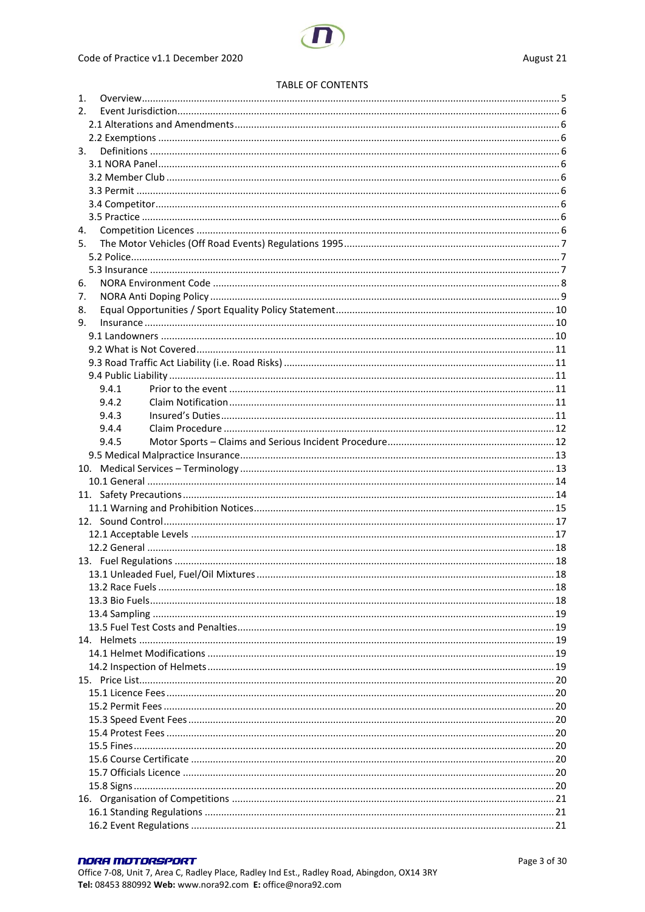TABLE OF CONTENTS

1. Overview ... 5
2. Event Jurisdiction ... 6
   - 2.1 Alterations and Amendments ... 6
   - 2.2 Exemptions ... 6
3. Definitions ... 6
   - 3.1 NORA Panel ... 6
   - 3.2 Member Club ... 6
   - 3.3 Permit ... 6
   - 3.4 Competitor ... 6
   - 3.5 Practice ... 6
4. Competition Licences ... 6
5. The Motor Vehicles (Off Road Events) Regulations 1995 ... 7
   - 5.2 Police ... 7
   - 5.3 Insurance ... 7
6. NORA Environment Code ... 8
7. NORA Anti Doping Policy ... 9
8. Equal Opportunities / Sport Equality Policy Statement ... 10
9. Insurance ... 10
   - 9.1 Landowners ... 10
   - 9.2 What is Not Covered ... 11
   - 9.3 Road Traffic Act Liability (i.e. Road Risks) ... 11
   - 9.4 Public Liability ... 11
     - 9.4.1 Prior to the event ... 11
     - 9.4.2 Claim Notification ... 11
     - 9.4.3 Insured's Duties ... 11
     - 9.4.4 Claim Procedure ... 12
     - 9.4.5 Motor Sports – Claims and Serious Incident Procedure ... 12
   - 9.5 Medical Malpractice Insurance ... 13
10. Medical Services – Terminology ... 13
    - 10.1 General ... 14
11. Safety Precautions ... 14
    - 11.1 Warning and Prohibition Notices ... 15
12. Sound Control ... 17
    - 12.1 Acceptable Levels ... 17
    - 12.2 General ... 18
13. Fuel Regulations ... 18
    - 13.1 Unleaded Fuel, Fuel/Oil Mixtures ... 18
    - 13.2 Race Fuels ... 18
    - 13.3 Bio Fuels ... 18
    - 13.4 Sampling ... 19
    - 13.5 Fuel Test Costs and Penalties ... 19
14. Helmets ... 19
    - 14.1 Helmet Modifications ... 19
    - 14.2 Inspection of Helmets ... 19
15. Price List ... 20
    - 15.1 Licence Fees ... 20
    - 15.2 Permit Fees ... 20
    - 15.3 Speed Event Fees ... 20
    - 15.4 Protest Fees ... 20
    - 15.5 Fines ... 20
    - 15.6 Course Certificate ... 20
    - 15.7 Officials Licence ... 20
    - 15.8 Signs ... 20
16. Organisation of Competitions ... 21
    - 16.1 Standing Regulations ... 21
    - 16.2 Event Regulations ... 21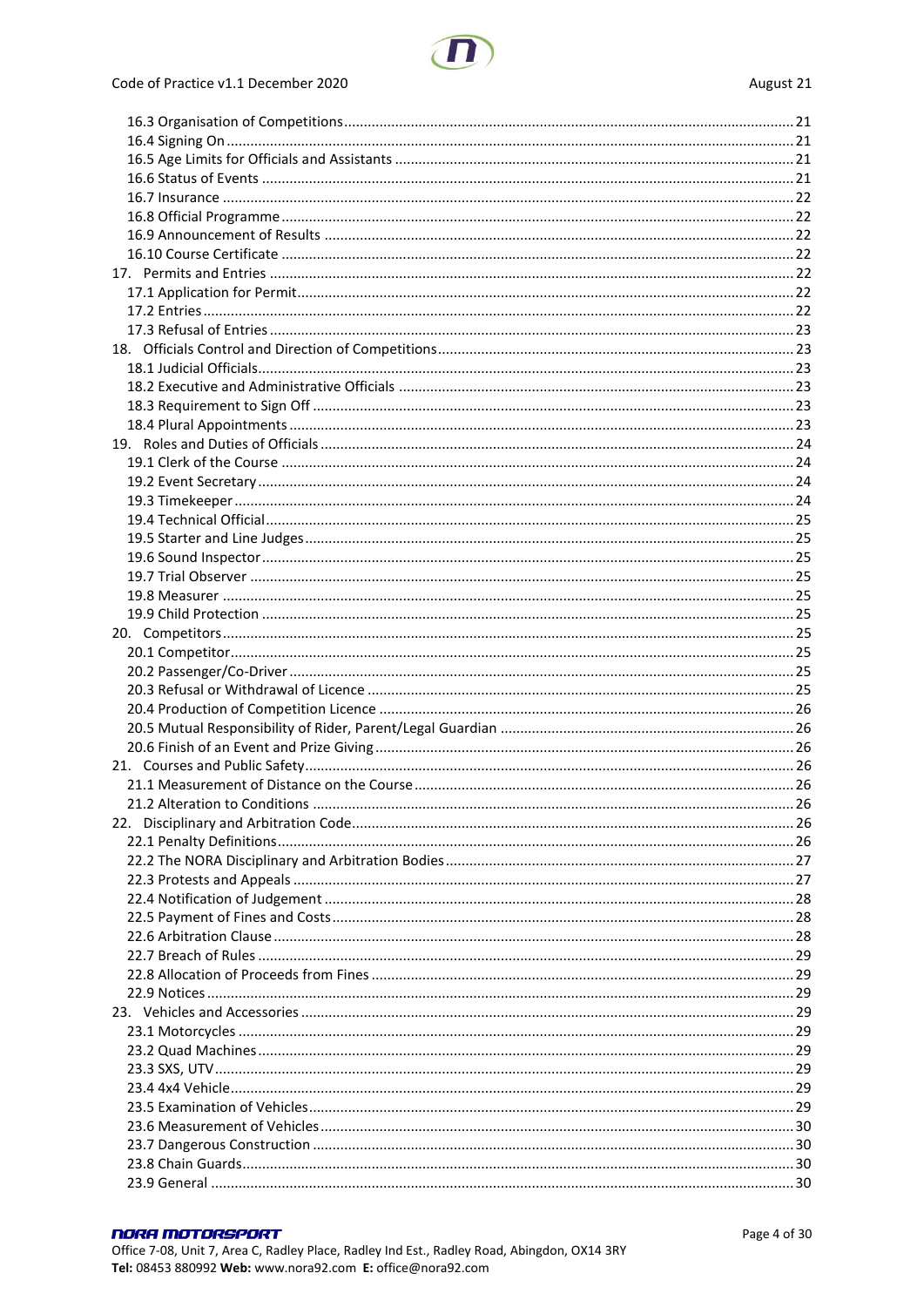16.3 Organisation of Competitions ........ 21
16.4 Signing On ........ 21
16.5 Age Limits for Officials and Assistants ........ 21
16.6 Status of Events ........ 21
16.7 Insurance ........ 22
16.8 Official Programme ........ 22
16.9 Announcement of Results ........ 22
16.10 Course Certificate ........ 22
17. Permits and Entries ........ 22
17.1 Application for Permit ........ 22
17.2 Entries ........ 22
17.3 Refusal of Entries ........ 23
18. Officials Control and Direction of Competitions ........ 23
18.1 Judicial Officials ........ 23
18.2 Executive and Administrative Officials ........ 23
18.3 Requirement to Sign Off ........ 23
18.4 Plural Appointments ........ 23
19. Roles and Duties of Officials ........ 24
19.1 Clerk of the Course ........ 24
19.2 Event Secretary ........ 24
19.3 Timekeeper ........ 24
19.4 Technical Official ........ 25
19.5 Starter and Line Judges ........ 25
19.6 Sound Inspector ........ 25
19.7 Trial Observer ........ 25
19.8 Measurer ........ 25
19.9 Child Protection ........ 25
20. Competitors ........ 25
20.1 Competitor ........ 25
20.2 Passenger/Co-Driver ........ 25
20.3 Refusal or Withdrawal of Licence ........ 25
20.4 Production of Competition Licence ........ 26
20.5 Mutual Responsibility of Rider, Parent/Legal Guardian ........ 26
20.6 Finish of an Event and Prize Giving ........ 26
21. Courses and Public Safety ........ 26
21.1 Measurement of Distance on the Course ........ 26
21.2 Alteration to Conditions ........ 26
22. Disciplinary and Arbitration Code ........ 26
22.1 Penalty Definitions ........ 26
22.2 The NORA Disciplinary and Arbitration Bodies ........ 27
22.3 Protests and Appeals ........ 27
22.4 Notification of Judgement ........ 28
22.5 Payment of Fines and Costs ........ 28
22.6 Arbitration Clause ........ 28
22.7 Breach of Rules ........ 29
22.8 Allocation of Proceeds from Fines ........ 29
22.9 Notices ........ 29
23. Vehicles and Accessories ........ 29
23.1 Motorcycles ........ 29
23.2 Quad Machines ........ 29
23.3 SXS, UTV ........ 29
23.4 4x4 Vehicle ........ 29
23.5 Examination of Vehicles ........ 29
23.6 Measurement of Vehicles ........ 30
23.7 Dangerous Construction ........ 30
23.8 Chain Guards ........ 30
23.9 General ........ 30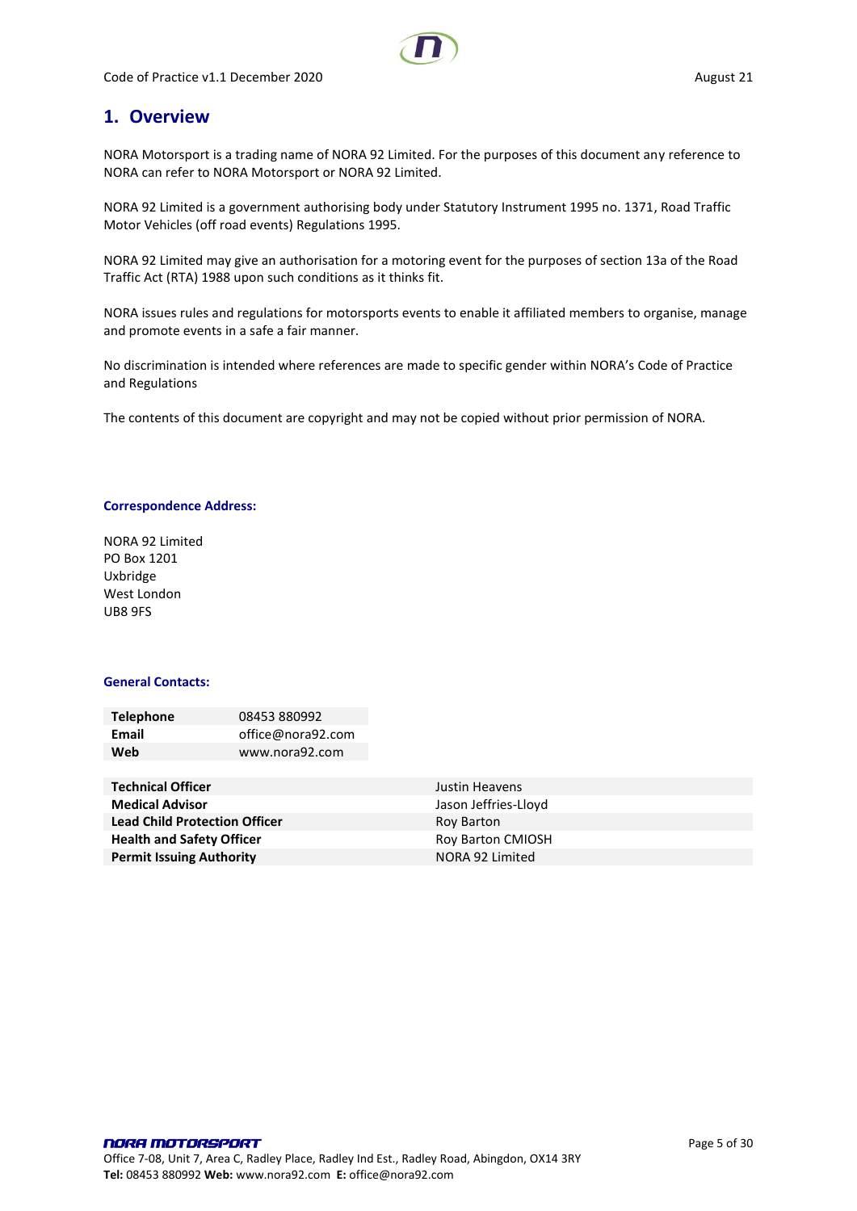## 1. Overview

NORA Motorsport is a trading name of NORA 92 Limited. For the purposes of this document any reference to NORA can refer to NORA Motorsport or NORA 92 Limited.

NORA 92 Limited is a government authorising body under Statutory Instrument 1995 no. 1371, Road Traffic Motor Vehicles (off road events) Regulations 1995.

NORA 92 Limited may give an authorisation for a motoring event for the purposes of section 13a of the Road Traffic Act (RTA) 1988 upon such conditions as it thinks fit.

NORA issues rules and regulations for motorsports events to enable it affiliated members to organise, manage and promote events in a safe a fair manner.

No discrimination is intended where references are made to specific gender within NORA's Code of Practice and Regulations

The contents of this document are copyright and may not be copied without prior permission of NORA.

**Correspondence Address:**

NORA 92 Limited
PO Box 1201
Uxbridge
West London
UB8 9FS

**General Contacts:**

| | |
|---|---|
| **Telephone** | 08453 880992 |
| **Email** | office@nora92.com |
| **Web** | www.nora92.com |

| | |
|---|---|
| **Technical Officer** | Justin Heavens |
| **Medical Advisor** | Jason Jeffries-Lloyd |
| **Lead Child Protection Officer** | Roy Barton |
| **Health and Safety Officer** | Roy Barton CMIOSH |
| **Permit Issuing Authority** | NORA 92 Limited |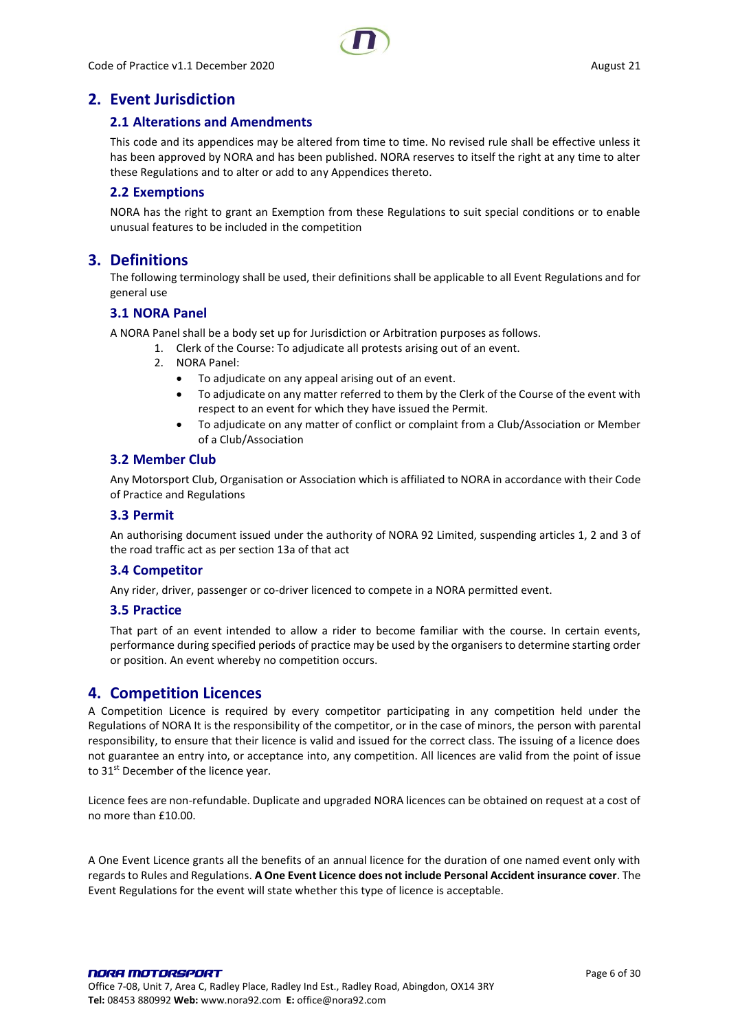## 2. Event Jurisdiction

### 2.1 Alterations and Amendments

This code and its appendices may be altered from time to time. No revised rule shall be effective unless it has been approved by NORA and has been published. NORA reserves to itself the right at any time to alter these Regulations and to alter or add to any Appendices thereto.

### 2.2 Exemptions

NORA has the right to grant an Exemption from these Regulations to suit special conditions or to enable unusual features to be included in the competition

## 3. Definitions

The following terminology shall be used, their definitions shall be applicable to all Event Regulations and for general use

### 3.1 NORA Panel

A NORA Panel shall be a body set up for Jurisdiction or Arbitration purposes as follows.

1. Clerk of the Course: To adjudicate all protests arising out of an event.
2. NORA Panel:
   - To adjudicate on any appeal arising out of an event.
   - To adjudicate on any matter referred to them by the Clerk of the Course of the event with respect to an event for which they have issued the Permit.
   - To adjudicate on any matter of conflict or complaint from a Club/Association or Member of a Club/Association

### 3.2 Member Club

Any Motorsport Club, Organisation or Association which is affiliated to NORA in accordance with their Code of Practice and Regulations

### 3.3 Permit

An authorising document issued under the authority of NORA 92 Limited, suspending articles 1, 2 and 3 of the road traffic act as per section 13a of that act

### 3.4 Competitor

Any rider, driver, passenger or co-driver licenced to compete in a NORA permitted event.

### 3.5 Practice

That part of an event intended to allow a rider to become familiar with the course. In certain events, performance during specified periods of practice may be used by the organisers to determine starting order or position. An event whereby no competition occurs.

## 4. Competition Licences

A Competition Licence is required by every competitor participating in any competition held under the Regulations of NORA It is the responsibility of the competitor, or in the case of minors, the person with parental responsibility, to ensure that their licence is valid and issued for the correct class. The issuing of a licence does not guarantee an entry into, or acceptance into, any competition. All licences are valid from the point of issue to 31st December of the licence year.

Licence fees are non-refundable. Duplicate and upgraded NORA licences can be obtained on request at a cost of no more than £10.00.

A One Event Licence grants all the benefits of an annual licence for the duration of one named event only with regards to Rules and Regulations. **A One Event Licence does not include Personal Accident insurance cover**. The Event Regulations for the event will state whether this type of licence is acceptable.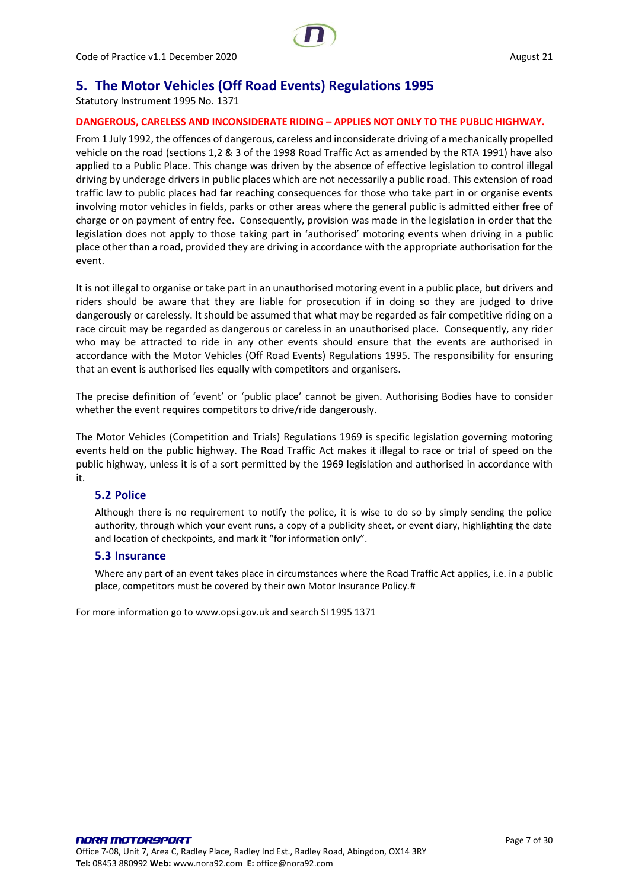## 5. The Motor Vehicles (Off Road Events) Regulations 1995

Statutory Instrument 1995 No. 1371

**DANGEROUS, CARELESS AND INCONSIDERATE RIDING – APPLIES NOT ONLY TO THE PUBLIC HIGHWAY.**

From 1 July 1992, the offences of dangerous, careless and inconsiderate driving of a mechanically propelled vehicle on the road (sections 1,2 & 3 of the 1998 Road Traffic Act as amended by the RTA 1991) have also applied to a Public Place. This change was driven by the absence of effective legislation to control illegal driving by underage drivers in public places which are not necessarily a public road. This extension of road traffic law to public places had far reaching consequences for those who take part in or organise events involving motor vehicles in fields, parks or other areas where the general public is admitted either free of charge or on payment of entry fee. Consequently, provision was made in the legislation in order that the legislation does not apply to those taking part in 'authorised' motoring events when driving in a public place other than a road, provided they are driving in accordance with the appropriate authorisation for the event.

It is not illegal to organise or take part in an unauthorised motoring event in a public place, but drivers and riders should be aware that they are liable for prosecution if in doing so they are judged to drive dangerously or carelessly. It should be assumed that what may be regarded as fair competitive riding on a race circuit may be regarded as dangerous or careless in an unauthorised place. Consequently, any rider who may be attracted to ride in any other events should ensure that the events are authorised in accordance with the Motor Vehicles (Off Road Events) Regulations 1995. The responsibility for ensuring that an event is authorised lies equally with competitors and organisers.

The precise definition of 'event' or 'public place' cannot be given. Authorising Bodies have to consider whether the event requires competitors to drive/ride dangerously.

The Motor Vehicles (Competition and Trials) Regulations 1969 is specific legislation governing motoring events held on the public highway. The Road Traffic Act makes it illegal to race or trial of speed on the public highway, unless it is of a sort permitted by the 1969 legislation and authorised in accordance with it.

### 5.2 Police

Although there is no requirement to notify the police, it is wise to do so by simply sending the police authority, through which your event runs, a copy of a publicity sheet, or event diary, highlighting the date and location of checkpoints, and mark it "for information only".

### 5.3 Insurance

Where any part of an event takes place in circumstances where the Road Traffic Act applies, i.e. in a public place, competitors must be covered by their own Motor Insurance Policy.#

For more information go to www.opsi.gov.uk and search SI 1995 1371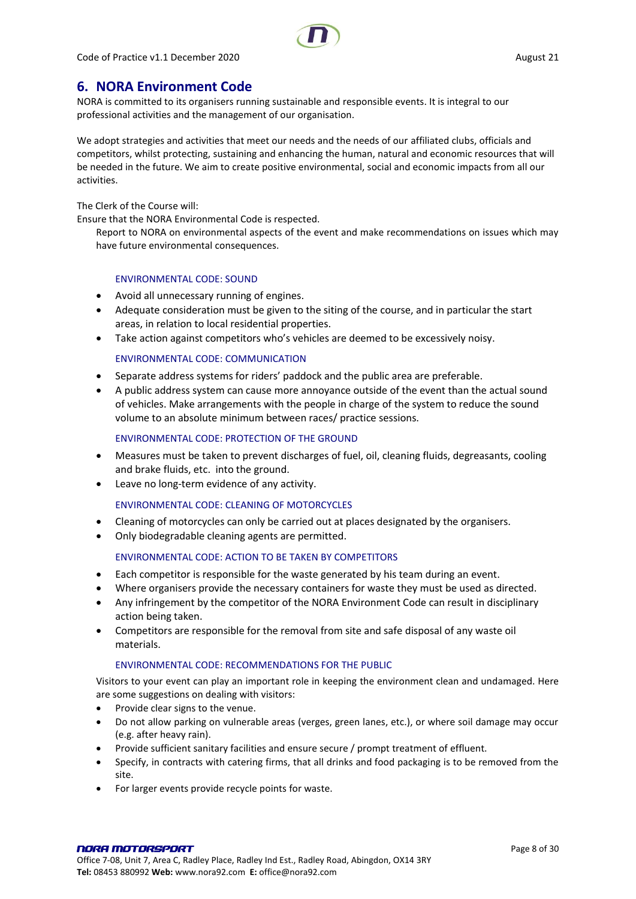## 6. NORA Environment Code

NORA is committed to its organisers running sustainable and responsible events. It is integral to our professional activities and the management of our organisation.

We adopt strategies and activities that meet our needs and the needs of our affiliated clubs, officials and competitors, whilst protecting, sustaining and enhancing the human, natural and economic resources that will be needed in the future. We aim to create positive environmental, social and economic impacts from all our activities.

The Clerk of the Course will:

Ensure that the NORA Environmental Code is respected.

Report to NORA on environmental aspects of the event and make recommendations on issues which may have future environmental consequences.

### ENVIRONMENTAL CODE: SOUND

- Avoid all unnecessary running of engines.
- Adequate consideration must be given to the siting of the course, and in particular the start areas, in relation to local residential properties.
- Take action against competitors who's vehicles are deemed to be excessively noisy.

### ENVIRONMENTAL CODE: COMMUNICATION

- Separate address systems for riders' paddock and the public area are preferable.
- A public address system can cause more annoyance outside of the event than the actual sound of vehicles. Make arrangements with the people in charge of the system to reduce the sound volume to an absolute minimum between races/ practice sessions.

### ENVIRONMENTAL CODE: PROTECTION OF THE GROUND

- Measures must be taken to prevent discharges of fuel, oil, cleaning fluids, degreasants, cooling and brake fluids, etc. into the ground.
- Leave no long-term evidence of any activity.

### ENVIRONMENTAL CODE: CLEANING OF MOTORCYCLES

- Cleaning of motorcycles can only be carried out at places designated by the organisers.
- Only biodegradable cleaning agents are permitted.

### ENVIRONMENTAL CODE: ACTION TO BE TAKEN BY COMPETITORS

- Each competitor is responsible for the waste generated by his team during an event.
- Where organisers provide the necessary containers for waste they must be used as directed.
- Any infringement by the competitor of the NORA Environment Code can result in disciplinary action being taken.
- Competitors are responsible for the removal from site and safe disposal of any waste oil materials.

### ENVIRONMENTAL CODE: RECOMMENDATIONS FOR THE PUBLIC

Visitors to your event can play an important role in keeping the environment clean and undamaged. Here are some suggestions on dealing with visitors:

- Provide clear signs to the venue.
- Do not allow parking on vulnerable areas (verges, green lanes, etc.), or where soil damage may occur (e.g. after heavy rain).
- Provide sufficient sanitary facilities and ensure secure / prompt treatment of effluent.
- Specify, in contracts with catering firms, that all drinks and food packaging is to be removed from the site.
- For larger events provide recycle points for waste.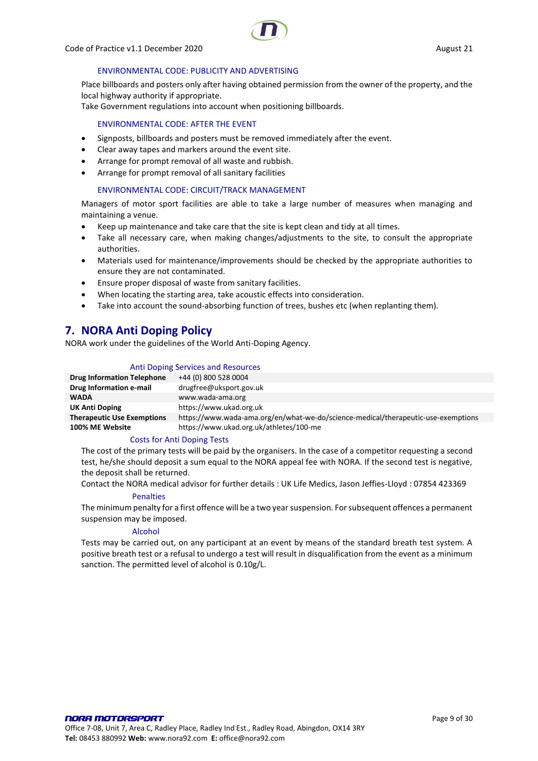#### ENVIRONMENTAL CODE: PUBLICITY AND ADVERTISING

Place billboards and posters only after having obtained permission from the owner of the property, and the local highway authority if appropriate.
Take Government regulations into account when positioning billboards.

#### ENVIRONMENTAL CODE: AFTER THE EVENT

- Signposts, billboards and posters must be removed immediately after the event.
- Clear away tapes and markers around the event site.
- Arrange for prompt removal of all waste and rubbish.
- Arrange for prompt removal of all sanitary facilities

#### ENVIRONMENTAL CODE: CIRCUIT/TRACK MANAGEMENT

Managers of motor sport facilities are able to take a large number of measures when managing and maintaining a venue.

- Keep up maintenance and take care that the site is kept clean and tidy at all times.
- Take all necessary care, when making changes/adjustments to the site, to consult the appropriate authorities.
- Materials used for maintenance/improvements should be checked by the appropriate authorities to ensure they are not contaminated.
- Ensure proper disposal of waste from sanitary facilities.
- When locating the starting area, take acoustic effects into consideration.
- Take into account the sound-absorbing function of trees, bushes etc (when replanting them).

## 7. NORA Anti Doping Policy

NORA work under the guidelines of the World Anti-Doping Agency.

#### Anti Doping Services and Resources

| | |
|---|---|
| **Drug Information Telephone** | +44 (0) 800 528 0004 |
| **Drug Information e-mail** | drugfree@uksport.gov.uk |
| **WADA** | www.wada-ama.org |
| **UK Anti Doping** | https://www.ukad.org.uk |
| **Therapeutic Use Exemptions** | https://www.wada-ama.org/en/what-we-do/science-medical/therapeutic-use-exemptions |
| **100% ME Website** | https://www.ukad.org.uk/athletes/100-me |

#### Costs for Anti Doping Tests

The cost of the primary tests will be paid by the organisers. In the case of a competitor requesting a second test, he/she should deposit a sum equal to the NORA appeal fee with NORA. If the second test is negative, the deposit shall be returned.

Contact the NORA medical advisor for further details : UK Life Medics, Jason Jeffies-Lloyd : 07854 423369

#### Penalties

The minimum penalty for a first offence will be a two year suspension. For subsequent offences a permanent suspension may be imposed.

#### Alcohol

Tests may be carried out, on any participant at an event by means of the standard breath test system. A positive breath test or a refusal to undergo a test will result in disqualification from the event as a minimum sanction. The permitted level of alcohol is 0.10g/L.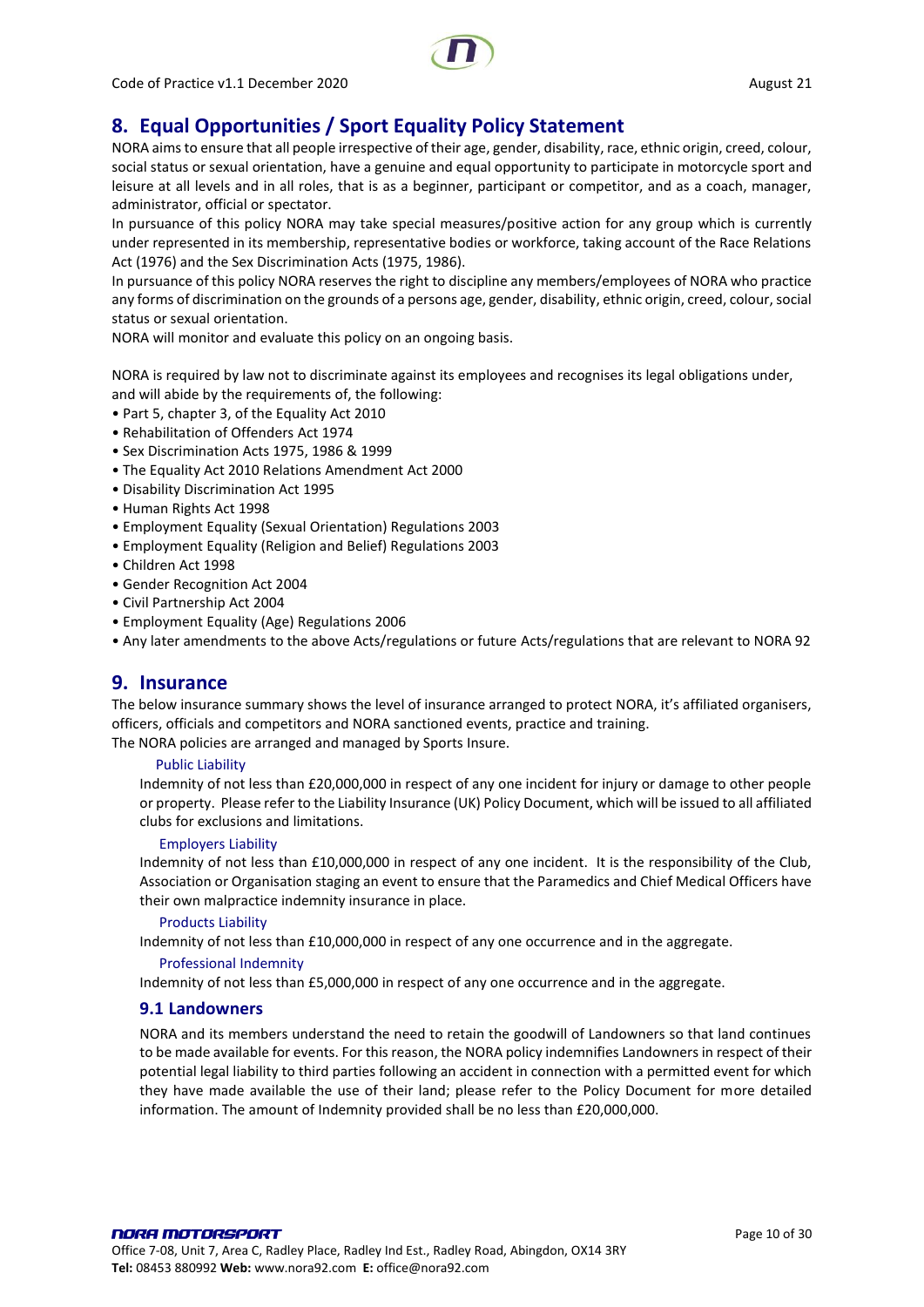## 8. Equal Opportunities / Sport Equality Policy Statement

NORA aims to ensure that all people irrespective of their age, gender, disability, race, ethnic origin, creed, colour, social status or sexual orientation, have a genuine and equal opportunity to participate in motorcycle sport and leisure at all levels and in all roles, that is as a beginner, participant or competitor, and as a coach, manager, administrator, official or spectator.

In pursuance of this policy NORA may take special measures/positive action for any group which is currently under represented in its membership, representative bodies or workforce, taking account of the Race Relations Act (1976) and the Sex Discrimination Acts (1975, 1986).

In pursuance of this policy NORA reserves the right to discipline any members/employees of NORA who practice any forms of discrimination on the grounds of a persons age, gender, disability, ethnic origin, creed, colour, social status or sexual orientation.

NORA will monitor and evaluate this policy on an ongoing basis.

NORA is required by law not to discriminate against its employees and recognises its legal obligations under, and will abide by the requirements of, the following:

- Part 5, chapter 3, of the Equality Act 2010
- Rehabilitation of Offenders Act 1974
- Sex Discrimination Acts 1975, 1986 & 1999
- The Equality Act 2010 Relations Amendment Act 2000
- Disability Discrimination Act 1995
- Human Rights Act 1998
- Employment Equality (Sexual Orientation) Regulations 2003
- Employment Equality (Religion and Belief) Regulations 2003
- Children Act 1998
- Gender Recognition Act 2004
- Civil Partnership Act 2004
- Employment Equality (Age) Regulations 2006
- Any later amendments to the above Acts/regulations or future Acts/regulations that are relevant to NORA 92

## 9. Insurance

The below insurance summary shows the level of insurance arranged to protect NORA, it's affiliated organisers, officers, officials and competitors and NORA sanctioned events, practice and training.

The NORA policies are arranged and managed by Sports Insure.

**Public Liability**

Indemnity of not less than £20,000,000 in respect of any one incident for injury or damage to other people or property. Please refer to the Liability Insurance (UK) Policy Document, which will be issued to all affiliated clubs for exclusions and limitations.

**Employers Liability**

Indemnity of not less than £10,000,000 in respect of any one incident. It is the responsibility of the Club, Association or Organisation staging an event to ensure that the Paramedics and Chief Medical Officers have their own malpractice indemnity insurance in place.

**Products Liability**

Indemnity of not less than £10,000,000 in respect of any one occurrence and in the aggregate.

**Professional Indemnity**

Indemnity of not less than £5,000,000 in respect of any one occurrence and in the aggregate.

### 9.1 Landowners

NORA and its members understand the need to retain the goodwill of Landowners so that land continues to be made available for events. For this reason, the NORA policy indemnifies Landowners in respect of their potential legal liability to third parties following an accident in connection with a permitted event for which they have made available the use of their land; please refer to the Policy Document for more detailed information. The amount of Indemnity provided shall be no less than £20,000,000.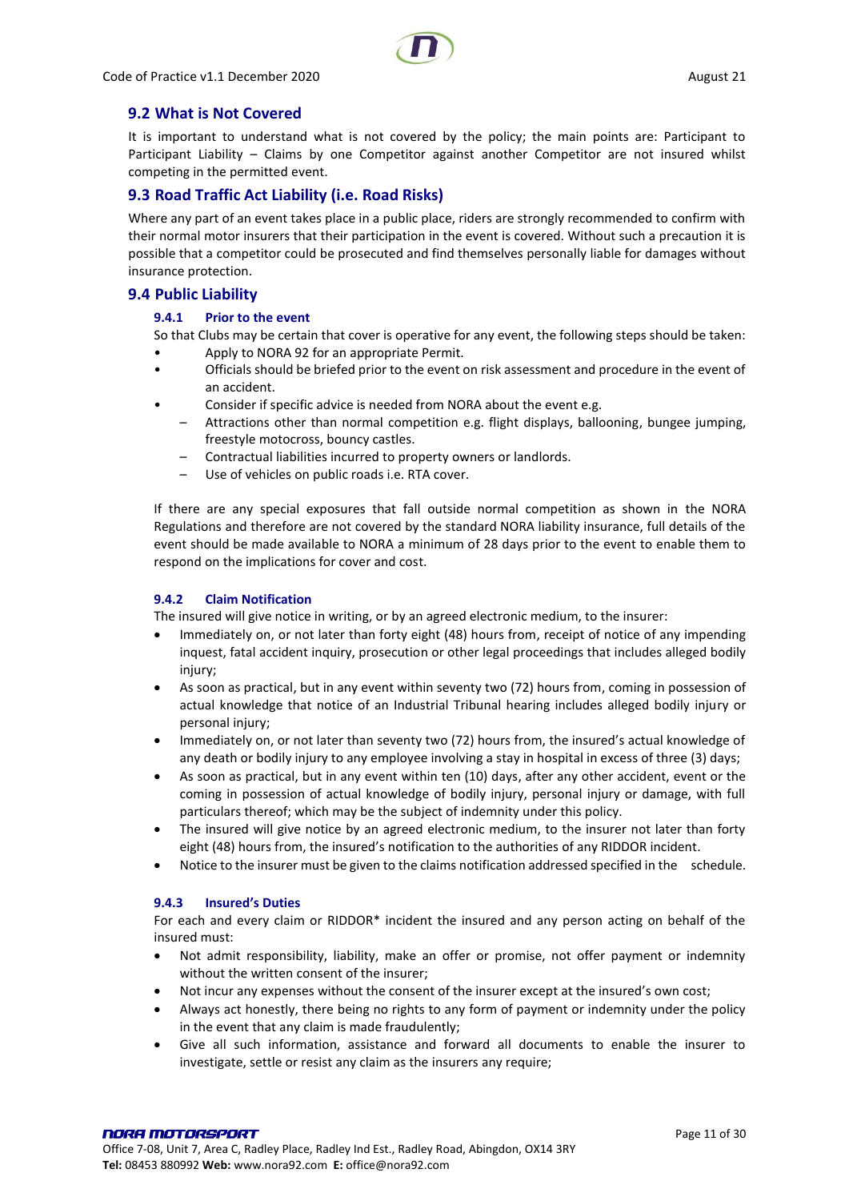## 9.2 What is Not Covered

It is important to understand what is not covered by the policy; the main points are: Participant to Participant Liability – Claims by one Competitor against another Competitor are not insured whilst competing in the permitted event.

## 9.3 Road Traffic Act Liability (i.e. Road Risks)

Where any part of an event takes place in a public place, riders are strongly recommended to confirm with their normal motor insurers that their participation in the event is covered. Without such a precaution it is possible that a competitor could be prosecuted and find themselves personally liable for damages without insurance protection.

## 9.4 Public Liability

### 9.4.1 Prior to the event

So that Clubs may be certain that cover is operative for any event, the following steps should be taken:

- Apply to NORA 92 for an appropriate Permit.
- Officials should be briefed prior to the event on risk assessment and procedure in the event of an accident.
- Consider if specific advice is needed from NORA about the event e.g.
  - Attractions other than normal competition e.g. flight displays, ballooning, bungee jumping, freestyle motocross, bouncy castles.
  - Contractual liabilities incurred to property owners or landlords.
  - Use of vehicles on public roads i.e. RTA cover.

If there are any special exposures that fall outside normal competition as shown in the NORA Regulations and therefore are not covered by the standard NORA liability insurance, full details of the event should be made available to NORA a minimum of 28 days prior to the event to enable them to respond on the implications for cover and cost.

### 9.4.2 Claim Notification

The insured will give notice in writing, or by an agreed electronic medium, to the insurer:

- Immediately on, or not later than forty eight (48) hours from, receipt of notice of any impending inquest, fatal accident inquiry, prosecution or other legal proceedings that includes alleged bodily injury;
- As soon as practical, but in any event within seventy two (72) hours from, coming in possession of actual knowledge that notice of an Industrial Tribunal hearing includes alleged bodily injury or personal injury;
- Immediately on, or not later than seventy two (72) hours from, the insured's actual knowledge of any death or bodily injury to any employee involving a stay in hospital in excess of three (3) days;
- As soon as practical, but in any event within ten (10) days, after any other accident, event or the coming in possession of actual knowledge of bodily injury, personal injury or damage, with full particulars thereof; which may be the subject of indemnity under this policy.
- The insured will give notice by an agreed electronic medium, to the insurer not later than forty eight (48) hours from, the insured's notification to the authorities of any RIDDOR incident.
- Notice to the insurer must be given to the claims notification addressed specified in the schedule.

### 9.4.3 Insured's Duties

For each and every claim or RIDDOR* incident the insured and any person acting on behalf of the insured must:

- Not admit responsibility, liability, make an offer or promise, not offer payment or indemnity without the written consent of the insurer;
- Not incur any expenses without the consent of the insurer except at the insured's own cost;
- Always act honestly, there being no rights to any form of payment or indemnity under the policy in the event that any claim is made fraudulently;
- Give all such information, assistance and forward all documents to enable the insurer to investigate, settle or resist any claim as the insurers any require;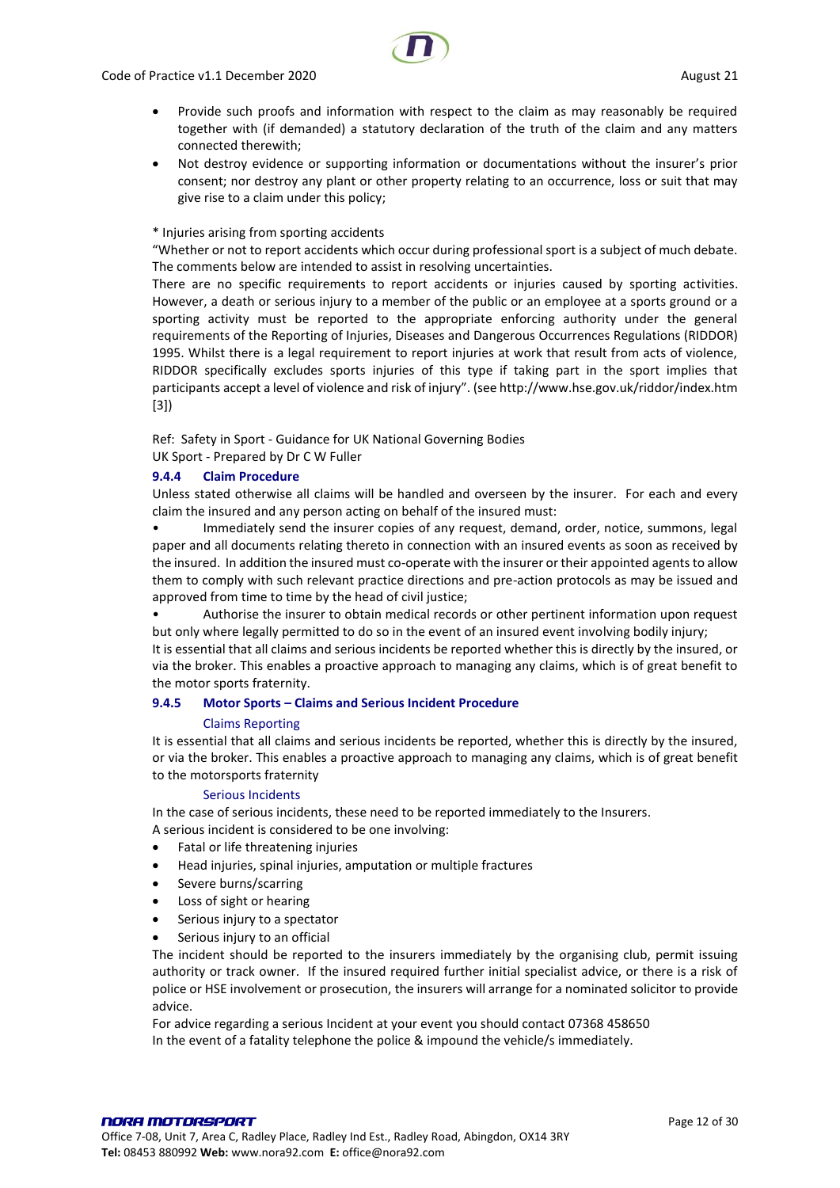- Provide such proofs and information with respect to the claim as may reasonably be required together with (if demanded) a statutory declaration of the truth of the claim and any matters connected therewith;
- Not destroy evidence or supporting information or documentations without the insurer's prior consent; nor destroy any plant or other property relating to an occurrence, loss or suit that may give rise to a claim under this policy;

* Injuries arising from sporting accidents

"Whether or not to report accidents which occur during professional sport is a subject of much debate. The comments below are intended to assist in resolving uncertainties.

There are no specific requirements to report accidents or injuries caused by sporting activities. However, a death or serious injury to a member of the public or an employee at a sports ground or a sporting activity must be reported to the appropriate enforcing authority under the general requirements of the Reporting of Injuries, Diseases and Dangerous Occurrences Regulations (RIDDOR) 1995. Whilst there is a legal requirement to report injuries at work that result from acts of violence, RIDDOR specifically excludes sports injuries of this type if taking part in the sport implies that participants accept a level of violence and risk of injury". (see http://www.hse.gov.uk/riddor/index.htm [3])

Ref: Safety in Sport - Guidance for UK National Governing Bodies
UK Sport - Prepared by Dr C W Fuller

### 9.4.4 Claim Procedure

Unless stated otherwise all claims will be handled and overseen by the insurer. For each and every claim the insured and any person acting on behalf of the insured must:

- Immediately send the insurer copies of any request, demand, order, notice, summons, legal paper and all documents relating thereto in connection with an insured events as soon as received by the insured. In addition the insured must co-operate with the insurer or their appointed agents to allow them to comply with such relevant practice directions and pre-action protocols as may be issued and approved from time to time by the head of civil justice;
- Authorise the insurer to obtain medical records or other pertinent information upon request but only where legally permitted to do so in the event of an insured event involving bodily injury;

It is essential that all claims and serious incidents be reported whether this is directly by the insured, or via the broker. This enables a proactive approach to managing any claims, which is of great benefit to the motor sports fraternity.

### 9.4.5 Motor Sports – Claims and Serious Incident Procedure

#### Claims Reporting

It is essential that all claims and serious incidents be reported, whether this is directly by the insured, or via the broker. This enables a proactive approach to managing any claims, which is of great benefit to the motorsports fraternity

#### Serious Incidents

In the case of serious incidents, these need to be reported immediately to the Insurers.
A serious incident is considered to be one involving:

- Fatal or life threatening injuries
- Head injuries, spinal injuries, amputation or multiple fractures
- Severe burns/scarring
- Loss of sight or hearing
- Serious injury to a spectator
- Serious injury to an official

The incident should be reported to the insurers immediately by the organising club, permit issuing authority or track owner. If the insured required further initial specialist advice, or there is a risk of police or HSE involvement or prosecution, the insurers will arrange for a nominated solicitor to provide advice.

For advice regarding a serious Incident at your event you should contact 07368 458650
In the event of a fatality telephone the police & impound the vehicle/s immediately.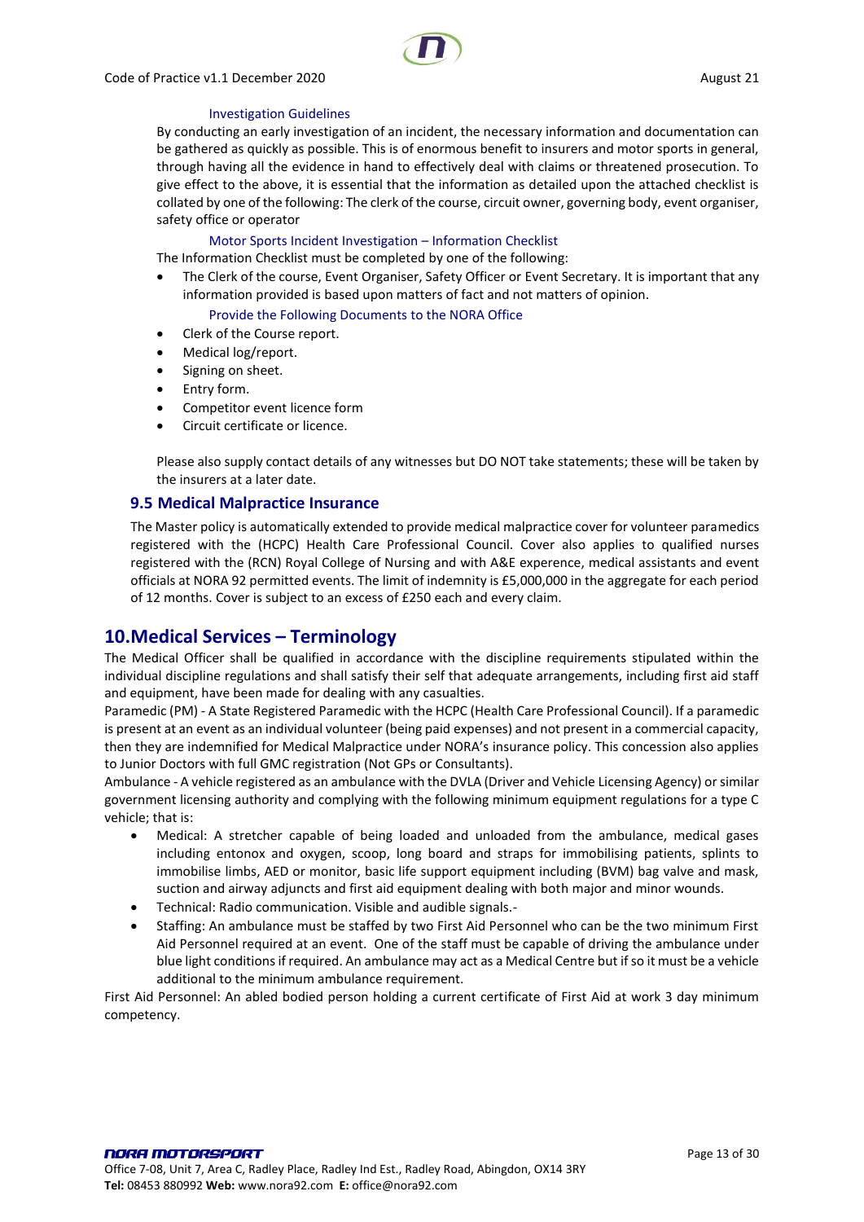#### Investigation Guidelines

By conducting an early investigation of an incident, the necessary information and documentation can be gathered as quickly as possible. This is of enormous benefit to insurers and motor sports in general, through having all the evidence in hand to effectively deal with claims or threatened prosecution. To give effect to the above, it is essential that the information as detailed upon the attached checklist is collated by one of the following: The clerk of the course, circuit owner, governing body, event organiser, safety office or operator

#### Motor Sports Incident Investigation – Information Checklist

The Information Checklist must be completed by one of the following:

- The Clerk of the course, Event Organiser, Safety Officer or Event Secretary. It is important that any information provided is based upon matters of fact and not matters of opinion.

#### Provide the Following Documents to the NORA Office

- Clerk of the Course report.
- Medical log/report.
- Signing on sheet.
- Entry form.
- Competitor event licence form
- Circuit certificate or licence.

Please also supply contact details of any witnesses but DO NOT take statements; these will be taken by the insurers at a later date.

### 9.5 Medical Malpractice Insurance

The Master policy is automatically extended to provide medical malpractice cover for volunteer paramedics registered with the (HCPC) Health Care Professional Council. Cover also applies to qualified nurses registered with the (RCN) Royal College of Nursing and with A&E experence, medical assistants and event officials at NORA 92 permitted events. The limit of indemnity is £5,000,000 in the aggregate for each period of 12 months. Cover is subject to an excess of £250 each and every claim.

## 10.Medical Services – Terminology

The Medical Officer shall be qualified in accordance with the discipline requirements stipulated within the individual discipline regulations and shall satisfy their self that adequate arrangements, including first aid staff and equipment, have been made for dealing with any casualties.

Paramedic (PM) - A State Registered Paramedic with the HCPC (Health Care Professional Council). If a paramedic is present at an event as an individual volunteer (being paid expenses) and not present in a commercial capacity, then they are indemnified for Medical Malpractice under NORA's insurance policy. This concession also applies to Junior Doctors with full GMC registration (Not GPs or Consultants).

Ambulance - A vehicle registered as an ambulance with the DVLA (Driver and Vehicle Licensing Agency) or similar government licensing authority and complying with the following minimum equipment regulations for a type C vehicle; that is:

- Medical: A stretcher capable of being loaded and unloaded from the ambulance, medical gases including entonox and oxygen, scoop, long board and straps for immobilising patients, splints to immobilise limbs, AED or monitor, basic life support equipment including (BVM) bag valve and mask, suction and airway adjuncts and first aid equipment dealing with both major and minor wounds.
- Technical: Radio communication. Visible and audible signals.-
- Staffing: An ambulance must be staffed by two First Aid Personnel who can be the two minimum First Aid Personnel required at an event. One of the staff must be capable of driving the ambulance under blue light conditions if required. An ambulance may act as a Medical Centre but if so it must be a vehicle additional to the minimum ambulance requirement.

First Aid Personnel: An abled bodied person holding a current certificate of First Aid at work 3 day minimum competency.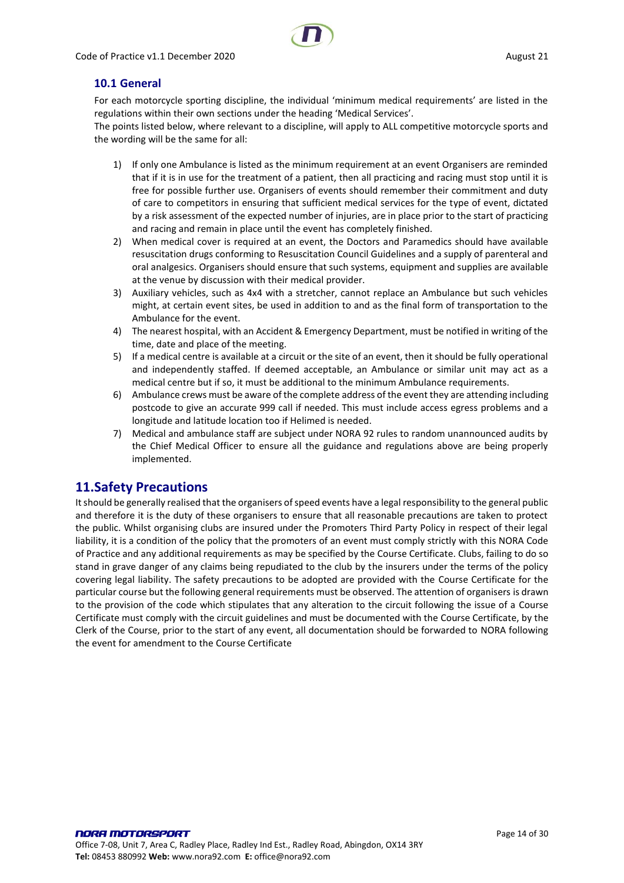### 10.1 General

For each motorcycle sporting discipline, the individual 'minimum medical requirements' are listed in the regulations within their own sections under the heading 'Medical Services'.
The points listed below, where relevant to a discipline, will apply to ALL competitive motorcycle sports and the wording will be the same for all:

1) If only one Ambulance is listed as the minimum requirement at an event Organisers are reminded that if it is in use for the treatment of a patient, then all practicing and racing must stop until it is free for possible further use. Organisers of events should remember their commitment and duty of care to competitors in ensuring that sufficient medical services for the type of event, dictated by a risk assessment of the expected number of injuries, are in place prior to the start of practicing and racing and remain in place until the event has completely finished.
2) When medical cover is required at an event, the Doctors and Paramedics should have available resuscitation drugs conforming to Resuscitation Council Guidelines and a supply of parenteral and oral analgesics. Organisers should ensure that such systems, equipment and supplies are available at the venue by discussion with their medical provider.
3) Auxiliary vehicles, such as 4x4 with a stretcher, cannot replace an Ambulance but such vehicles might, at certain event sites, be used in addition to and as the final form of transportation to the Ambulance for the event.
4) The nearest hospital, with an Accident & Emergency Department, must be notified in writing of the time, date and place of the meeting.
5) If a medical centre is available at a circuit or the site of an event, then it should be fully operational and independently staffed. If deemed acceptable, an Ambulance or similar unit may act as a medical centre but if so, it must be additional to the minimum Ambulance requirements.
6) Ambulance crews must be aware of the complete address of the event they are attending including postcode to give an accurate 999 call if needed. This must include access egress problems and a longitude and latitude location too if Helimed is needed.
7) Medical and ambulance staff are subject under NORA 92 rules to random unannounced audits by the Chief Medical Officer to ensure all the guidance and regulations above are being properly implemented.

## 11.Safety Precautions

It should be generally realised that the organisers of speed events have a legal responsibility to the general public and therefore it is the duty of these organisers to ensure that all reasonable precautions are taken to protect the public. Whilst organising clubs are insured under the Promoters Third Party Policy in respect of their legal liability, it is a condition of the policy that the promoters of an event must comply strictly with this NORA Code of Practice and any additional requirements as may be specified by the Course Certificate. Clubs, failing to do so stand in grave danger of any claims being repudiated to the club by the insurers under the terms of the policy covering legal liability. The safety precautions to be adopted are provided with the Course Certificate for the particular course but the following general requirements must be observed. The attention of organisers is drawn to the provision of the code which stipulates that any alteration to the circuit following the issue of a Course Certificate must comply with the circuit guidelines and must be documented with the Course Certificate, by the Clerk of the Course, prior to the start of any event, all documentation should be forwarded to NORA following the event for amendment to the Course Certificate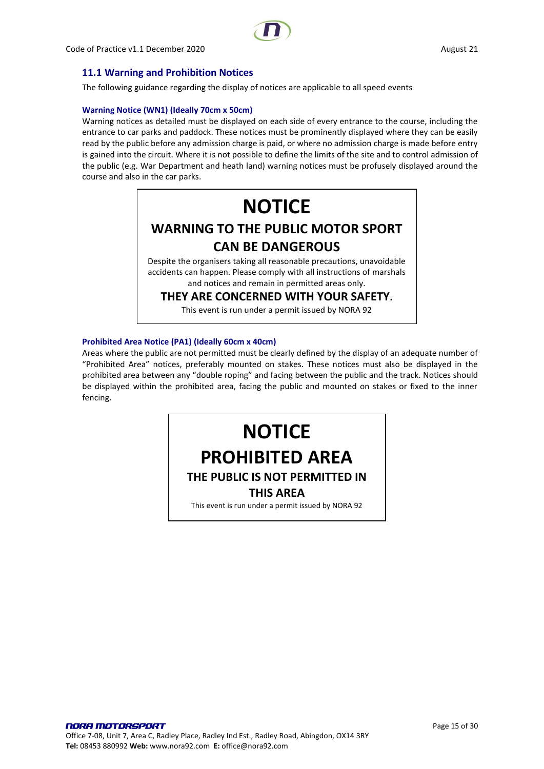## 11.1 Warning and Prohibition Notices

The following guidance regarding the display of notices are applicable to all speed events

### Warning Notice (WN1) (Ideally 70cm x 50cm)

Warning notices as detailed must be displayed on each side of every entrance to the course, including the entrance to car parks and paddock. These notices must be prominently displayed where they can be easily read by the public before any admission charge is paid, or where no admission charge is made before entry is gained into the circuit. Where it is not possible to define the limits of the site and to control admission of the public (e.g. War Department and heath land) warning notices must be profusely displayed around the course and also in the car parks.

> **NOTICE**
>
> **WARNING TO THE PUBLIC MOTOR SPORT CAN BE DANGEROUS**
>
> Despite the organisers taking all reasonable precautions, unavoidable accidents can happen. Please comply with all instructions of marshals and notices and remain in permitted areas only.
>
> **THEY ARE CONCERNED WITH YOUR SAFETY.**
>
> This event is run under a permit issued by NORA 92

### Prohibited Area Notice (PA1) (Ideally 60cm x 40cm)

Areas where the public are not permitted must be clearly defined by the display of an adequate number of "Prohibited Area" notices, preferably mounted on stakes. These notices must also be displayed in the prohibited area between any "double roping" and facing between the public and the track. Notices should be displayed within the prohibited area, facing the public and mounted on stakes or fixed to the inner fencing.

> **NOTICE**
>
> **PROHIBITED AREA**
>
> **THE PUBLIC IS NOT PERMITTED IN THIS AREA**
>
> This event is run under a permit issued by NORA 92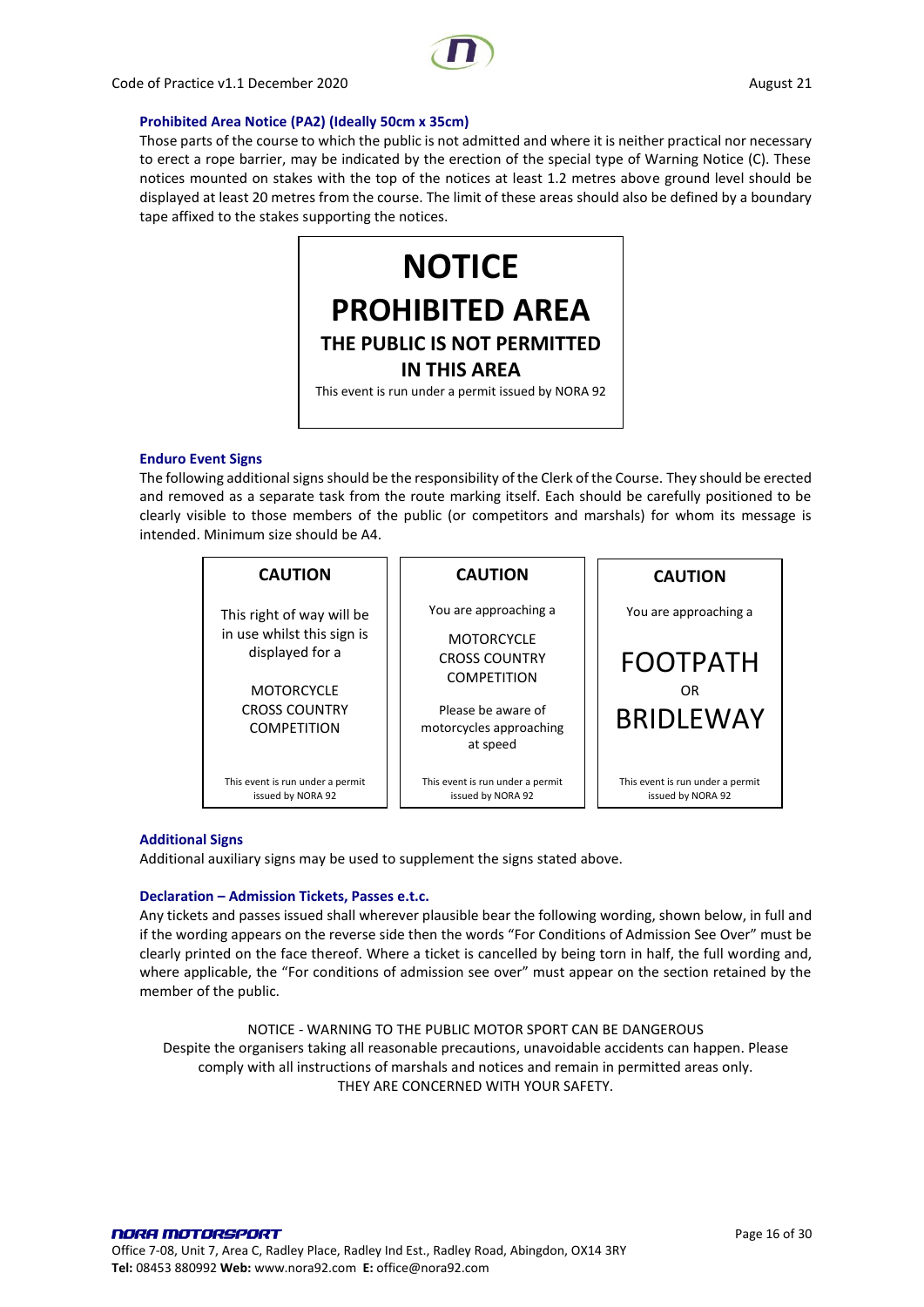### Prohibited Area Notice (PA2) (Ideally 50cm x 35cm)

Those parts of the course to which the public is not admitted and where it is neither practical nor necessary to erect a rope barrier, may be indicated by the erection of the special type of Warning Notice (C). These notices mounted on stakes with the top of the notices at least 1.2 metres above ground level should be displayed at least 20 metres from the course. The limit of these areas should also be defined by a boundary tape affixed to the stakes supporting the notices.

| **NOTICE**<br>**PROHIBITED AREA**<br>**THE PUBLIC IS NOT PERMITTED IN THIS AREA**<br>This event is run under a permit issued by NORA 92 |
|---|

### Enduro Event Signs

The following additional signs should be the responsibility of the Clerk of the Course. They should be erected and removed as a separate task from the route marking itself. Each should be carefully positioned to be clearly visible to those members of the public (or competitors and marshals) for whom its message is intended. Minimum size should be A4.

| **CAUTION** | **CAUTION** | **CAUTION** |
|---|---|---|
| This right of way will be in use whilst this sign is displayed for a<br><br>MOTORCYCLE CROSS COUNTRY COMPETITION | You are approaching a<br><br>MOTORCYCLE CROSS COUNTRY COMPETITION<br><br>Please be aware of motorcycles approaching at speed | You are approaching a<br><br>FOOTPATH<br>OR<br>BRIDLEWAY |
| This event is run under a permit issued by NORA 92 | This event is run under a permit issued by NORA 92 | This event is run under a permit issued by NORA 92 |

### Additional Signs

Additional auxiliary signs may be used to supplement the signs stated above.

### Declaration – Admission Tickets, Passes e.t.c.

Any tickets and passes issued shall wherever plausible bear the following wording, shown below, in full and if the wording appears on the reverse side then the words "For Conditions of Admission See Over" must be clearly printed on the face thereof. Where a ticket is cancelled by being torn in half, the full wording and, where applicable, the "For conditions of admission see over" must appear on the section retained by the member of the public.

NOTICE - WARNING TO THE PUBLIC MOTOR SPORT CAN BE DANGEROUS
Despite the organisers taking all reasonable precautions, unavoidable accidents can happen. Please comply with all instructions of marshals and notices and remain in permitted areas only.
THEY ARE CONCERNED WITH YOUR SAFETY.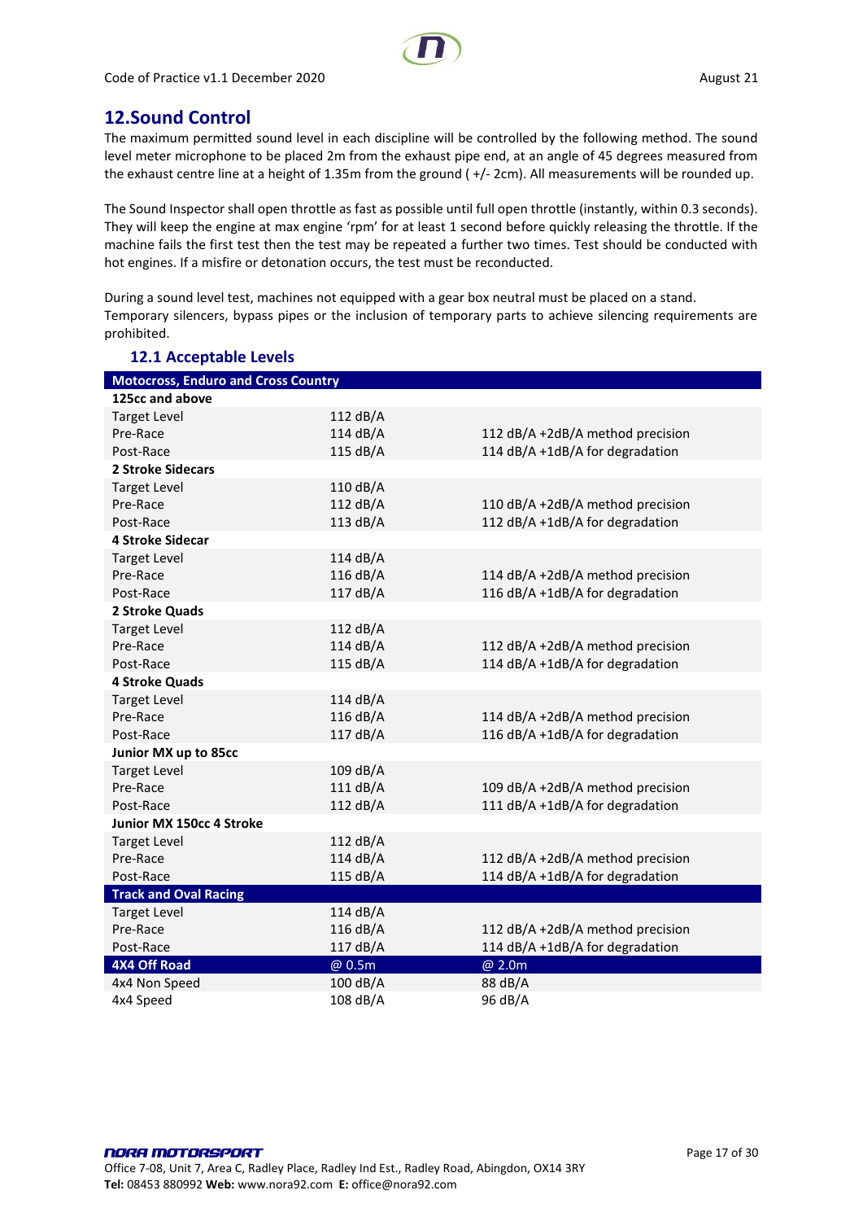## 12.Sound Control

The maximum permitted sound level in each discipline will be controlled by the following method. The sound level meter microphone to be placed 2m from the exhaust pipe end, at an angle of 45 degrees measured from the exhaust centre line at a height of 1.35m from the ground ( +/- 2cm). All measurements will be rounded up.

The Sound Inspector shall open throttle as fast as possible until full open throttle (instantly, within 0.3 seconds). They will keep the engine at max engine 'rpm' for at least 1 second before quickly releasing the throttle. If the machine fails the first test then the test may be repeated a further two times. Test should be conducted with hot engines. If a misfire or detonation occurs, the test must be reconducted.

During a sound level test, machines not equipped with a gear box neutral must be placed on a stand. Temporary silencers, bypass pipes or the inclusion of temporary parts to achieve silencing requirements are prohibited.

### 12.1 Acceptable Levels

| **Motocross, Enduro and Cross Country** | | |
|---|---|---|
| **125cc and above** | | |
| Target Level | 112 dB/A | |
| Pre-Race | 114 dB/A | 112 dB/A +2dB/A method precision |
| Post-Race | 115 dB/A | 114 dB/A +1dB/A for degradation |
| **2 Stroke Sidecars** | | |
| Target Level | 110 dB/A | |
| Pre-Race | 112 dB/A | 110 dB/A +2dB/A method precision |
| Post-Race | 113 dB/A | 112 dB/A +1dB/A for degradation |
| **4 Stroke Sidecar** | | |
| Target Level | 114 dB/A | |
| Pre-Race | 116 dB/A | 114 dB/A +2dB/A method precision |
| Post-Race | 117 dB/A | 116 dB/A +1dB/A for degradation |
| **2 Stroke Quads** | | |
| Target Level | 112 dB/A | |
| Pre-Race | 114 dB/A | 112 dB/A +2dB/A method precision |
| Post-Race | 115 dB/A | 114 dB/A +1dB/A for degradation |
| **4 Stroke Quads** | | |
| Target Level | 114 dB/A | |
| Pre-Race | 116 dB/A | 114 dB/A +2dB/A method precision |
| Post-Race | 117 dB/A | 116 dB/A +1dB/A for degradation |
| **Junior MX up to 85cc** | | |
| Target Level | 109 dB/A | |
| Pre-Race | 111 dB/A | 109 dB/A +2dB/A method precision |
| Post-Race | 112 dB/A | 111 dB/A +1dB/A for degradation |
| **Junior MX 150cc 4 Stroke** | | |
| Target Level | 112 dB/A | |
| Pre-Race | 114 dB/A | 112 dB/A +2dB/A method precision |
| Post-Race | 115 dB/A | 114 dB/A +1dB/A for degradation |
| **Track and Oval Racing** | | |
| Target Level | 114 dB/A | |
| Pre-Race | 116 dB/A | 112 dB/A +2dB/A method precision |
| Post-Race | 117 dB/A | 114 dB/A +1dB/A for degradation |
| **4X4 Off Road** | **@ 0.5m** | **@ 2.0m** |
| 4x4 Non Speed | 100 dB/A | 88 dB/A |
| 4x4 Speed | 108 dB/A | 96 dB/A |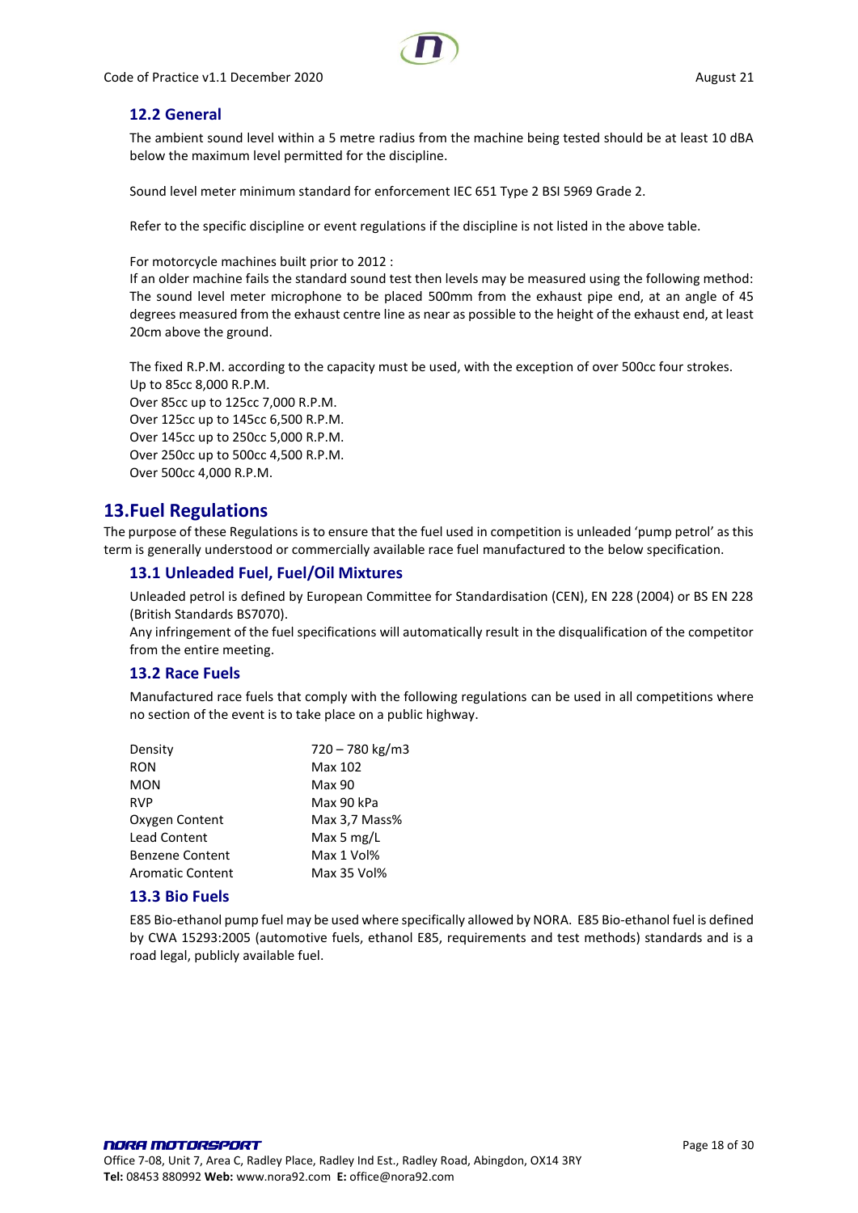### 12.2 General

The ambient sound level within a 5 metre radius from the machine being tested should be at least 10 dBA below the maximum level permitted for the discipline.

Sound level meter minimum standard for enforcement IEC 651 Type 2 BSI 5969 Grade 2.

Refer to the specific discipline or event regulations if the discipline is not listed in the above table.

For motorcycle machines built prior to 2012 :
If an older machine fails the standard sound test then levels may be measured using the following method: The sound level meter microphone to be placed 500mm from the exhaust pipe end, at an angle of 45 degrees measured from the exhaust centre line as near as possible to the height of the exhaust end, at least 20cm above the ground.

The fixed R.P.M. according to the capacity must be used, with the exception of over 500cc four strokes.
Up to 85cc 8,000 R.P.M.
Over 85cc up to 125cc 7,000 R.P.M.
Over 125cc up to 145cc 6,500 R.P.M.
Over 145cc up to 250cc 5,000 R.P.M.
Over 250cc up to 500cc 4,500 R.P.M.
Over 500cc 4,000 R.P.M.

## 13. Fuel Regulations

The purpose of these Regulations is to ensure that the fuel used in competition is unleaded 'pump petrol' as this term is generally understood or commercially available race fuel manufactured to the below specification.

### 13.1 Unleaded Fuel, Fuel/Oil Mixtures

Unleaded petrol is defined by European Committee for Standardisation (CEN), EN 228 (2004) or BS EN 228 (British Standards BS7070).
Any infringement of the fuel specifications will automatically result in the disqualification of the competitor from the entire meeting.

### 13.2 Race Fuels

Manufactured race fuels that comply with the following regulations can be used in all competitions where no section of the event is to take place on a public highway.

| | |
|---|---|
| Density | 720 – 780 kg/m3 |
| RON | Max 102 |
| MON | Max 90 |
| RVP | Max 90 kPa |
| Oxygen Content | Max 3,7 Mass% |
| Lead Content | Max 5 mg/L |
| Benzene Content | Max 1 Vol% |
| Aromatic Content | Max 35 Vol% |

### 13.3 Bio Fuels

E85 Bio-ethanol pump fuel may be used where specifically allowed by NORA. E85 Bio-ethanol fuel is defined by CWA 15293:2005 (automotive fuels, ethanol E85, requirements and test methods) standards and is a road legal, publicly available fuel.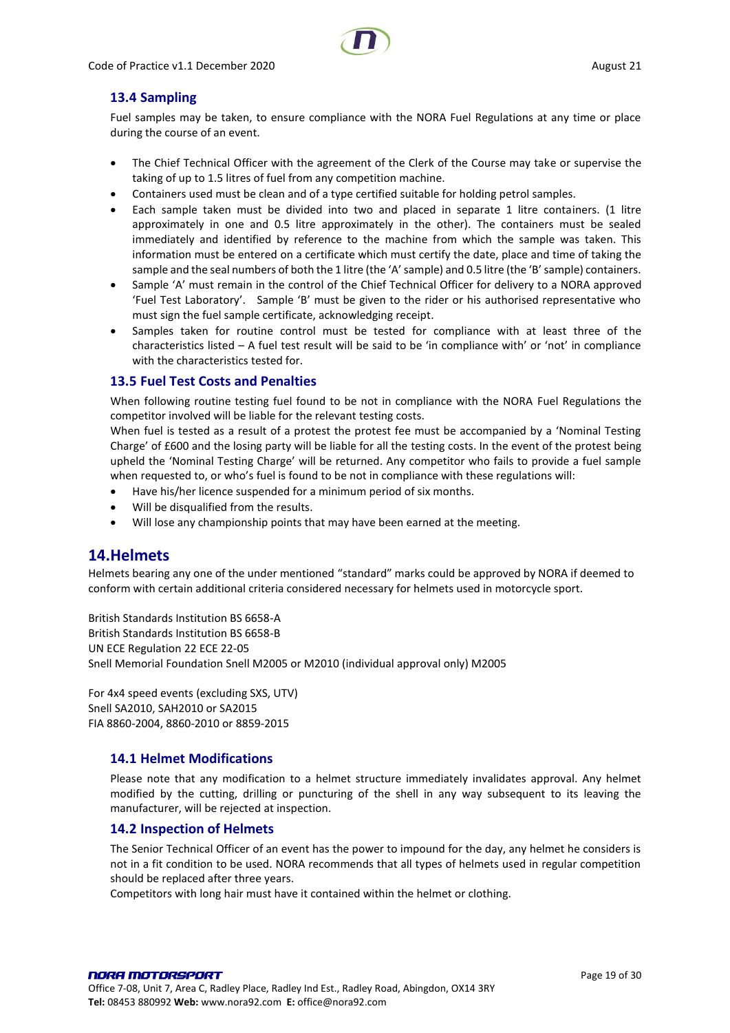### 13.4 Sampling

Fuel samples may be taken, to ensure compliance with the NORA Fuel Regulations at any time or place during the course of an event.

- The Chief Technical Officer with the agreement of the Clerk of the Course may take or supervise the taking of up to 1.5 litres of fuel from any competition machine.
- Containers used must be clean and of a type certified suitable for holding petrol samples.
- Each sample taken must be divided into two and placed in separate 1 litre containers. (1 litre approximately in one and 0.5 litre approximately in the other). The containers must be sealed immediately and identified by reference to the machine from which the sample was taken. This information must be entered on a certificate which must certify the date, place and time of taking the sample and the seal numbers of both the 1 litre (the 'A' sample) and 0.5 litre (the 'B' sample) containers.
- Sample 'A' must remain in the control of the Chief Technical Officer for delivery to a NORA approved 'Fuel Test Laboratory'. Sample 'B' must be given to the rider or his authorised representative who must sign the fuel sample certificate, acknowledging receipt.
- Samples taken for routine control must be tested for compliance with at least three of the characteristics listed – A fuel test result will be said to be 'in compliance with' or 'not' in compliance with the characteristics tested for.

### 13.5 Fuel Test Costs and Penalties

When following routine testing fuel found to be not in compliance with the NORA Fuel Regulations the competitor involved will be liable for the relevant testing costs.

When fuel is tested as a result of a protest the protest fee must be accompanied by a 'Nominal Testing Charge' of £600 and the losing party will be liable for all the testing costs. In the event of the protest being upheld the 'Nominal Testing Charge' will be returned. Any competitor who fails to provide a fuel sample when requested to, or who's fuel is found to be not in compliance with these regulations will:

- Have his/her licence suspended for a minimum period of six months.
- Will be disqualified from the results.
- Will lose any championship points that may have been earned at the meeting.

## 14.Helmets

Helmets bearing any one of the under mentioned "standard" marks could be approved by NORA if deemed to conform with certain additional criteria considered necessary for helmets used in motorcycle sport.

British Standards Institution BS 6658-A
British Standards Institution BS 6658-B
UN ECE Regulation 22 ECE 22-05
Snell Memorial Foundation Snell M2005 or M2010 (individual approval only) M2005

For 4x4 speed events (excluding SXS, UTV)
Snell SA2010, SAH2010 or SA2015
FIA 8860-2004, 8860-2010 or 8859-2015

### 14.1 Helmet Modifications

Please note that any modification to a helmet structure immediately invalidates approval. Any helmet modified by the cutting, drilling or puncturing of the shell in any way subsequent to its leaving the manufacturer, will be rejected at inspection.

### 14.2 Inspection of Helmets

The Senior Technical Officer of an event has the power to impound for the day, any helmet he considers is not in a fit condition to be used. NORA recommends that all types of helmets used in regular competition should be replaced after three years.

Competitors with long hair must have it contained within the helmet or clothing.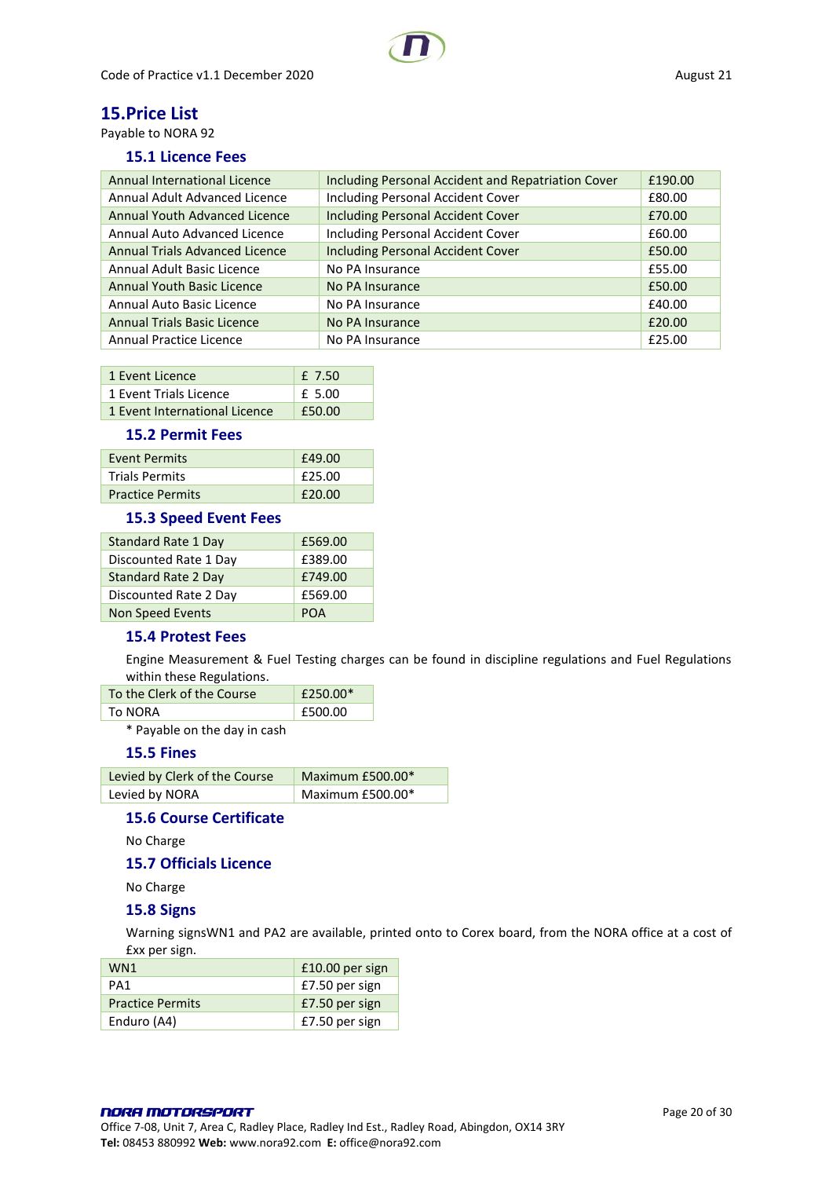## 15.Price List

Payable to NORA 92

### 15.1 Licence Fees

| Annual International Licence | Including Personal Accident and Repatriation Cover | £190.00 |
|---|---|---|
| Annual Adult Advanced Licence | Including Personal Accident Cover | £80.00 |
| Annual Youth Advanced Licence | Including Personal Accident Cover | £70.00 |
| Annual Auto Advanced Licence | Including Personal Accident Cover | £60.00 |
| Annual Trials Advanced Licence | Including Personal Accident Cover | £50.00 |
| Annual Adult Basic Licence | No PA Insurance | £55.00 |
| Annual Youth Basic Licence | No PA Insurance | £50.00 |
| Annual Auto Basic Licence | No PA Insurance | £40.00 |
| Annual Trials Basic Licence | No PA Insurance | £20.00 |
| Annual Practice Licence | No PA Insurance | £25.00 |

| 1 Event Licence | £ 7.50 |
|---|---|
| 1 Event Trials Licence | £ 5.00 |
| 1 Event International Licence | £50.00 |

### 15.2 Permit Fees

| Event Permits | £49.00 |
|---|---|
| Trials Permits | £25.00 |
| Practice Permits | £20.00 |

### 15.3 Speed Event Fees

| Standard Rate 1 Day | £569.00 |
|---|---|
| Discounted Rate 1 Day | £389.00 |
| Standard Rate 2 Day | £749.00 |
| Discounted Rate 2 Day | £569.00 |
| Non Speed Events | POA |

### 15.4 Protest Fees

Engine Measurement & Fuel Testing charges can be found in discipline regulations and Fuel Regulations within these Regulations.

| To the Clerk of the Course | £250.00* |
|---|---|
| To NORA | £500.00 |

\* Payable on the day in cash

### 15.5 Fines

| Levied by Clerk of the Course | Maximum £500.00* |
|---|---|
| Levied by NORA | Maximum £500.00* |

### 15.6 Course Certificate

No Charge

### 15.7 Officials Licence

No Charge

### 15.8 Signs

Warning signsWN1 and PA2 are available, printed onto to Corex board, from the NORA office at a cost of £xx per sign.

| WN1 | £10.00 per sign |
|---|---|
| PA1 | £7.50 per sign |
| Practice Permits | £7.50 per sign |
| Enduro (A4) | £7.50 per sign |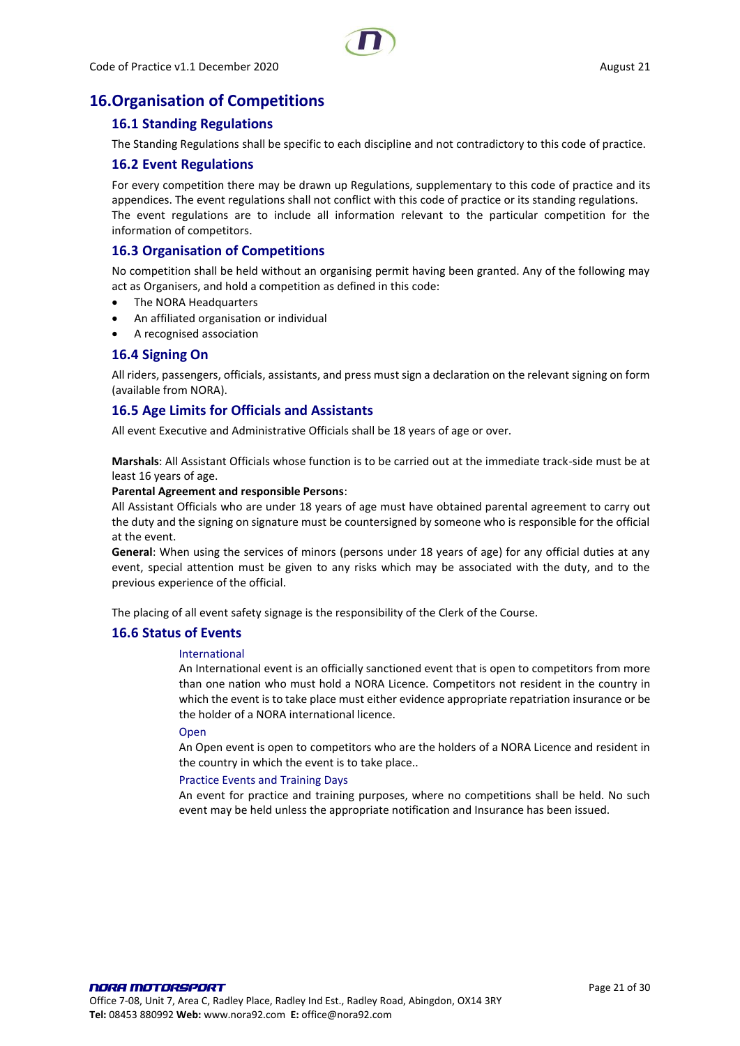# 16. Organisation of Competitions

## 16.1 Standing Regulations

The Standing Regulations shall be specific to each discipline and not contradictory to this code of practice.

## 16.2 Event Regulations

For every competition there may be drawn up Regulations, supplementary to this code of practice and its appendices. The event regulations shall not conflict with this code of practice or its standing regulations. The event regulations are to include all information relevant to the particular competition for the information of competitors.

## 16.3 Organisation of Competitions

No competition shall be held without an organising permit having been granted. Any of the following may act as Organisers, and hold a competition as defined in this code:

- The NORA Headquarters
- An affiliated organisation or individual
- A recognised association

## 16.4 Signing On

All riders, passengers, officials, assistants, and press must sign a declaration on the relevant signing on form (available from NORA).

## 16.5 Age Limits for Officials and Assistants

All event Executive and Administrative Officials shall be 18 years of age or over.

**Marshals**: All Assistant Officials whose function is to be carried out at the immediate track-side must be at least 16 years of age.

**Parental Agreement and responsible Persons**:

All Assistant Officials who are under 18 years of age must have obtained parental agreement to carry out the duty and the signing on signature must be countersigned by someone who is responsible for the official at the event.

**General**: When using the services of minors (persons under 18 years of age) for any official duties at any event, special attention must be given to any risks which may be associated with the duty, and to the previous experience of the official.

The placing of all event safety signage is the responsibility of the Clerk of the Course.

## 16.6 Status of Events

### International

An International event is an officially sanctioned event that is open to competitors from more than one nation who must hold a NORA Licence. Competitors not resident in the country in which the event is to take place must either evidence appropriate repatriation insurance or be the holder of a NORA international licence.

### Open

An Open event is open to competitors who are the holders of a NORA Licence and resident in the country in which the event is to take place..

### Practice Events and Training Days

An event for practice and training purposes, where no competitions shall be held. No such event may be held unless the appropriate notification and Insurance has been issued.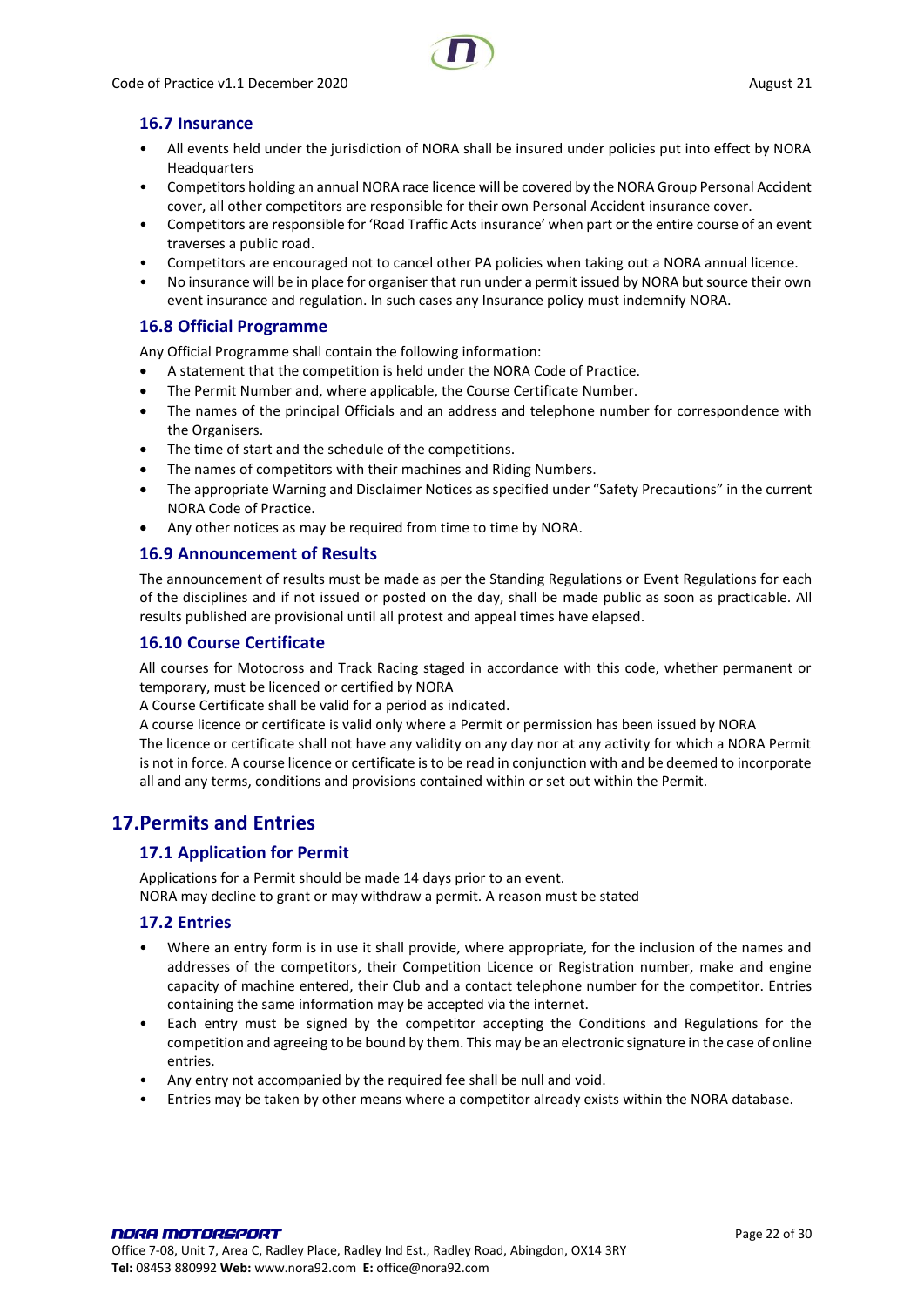### 16.7 Insurance

- All events held under the jurisdiction of NORA shall be insured under policies put into effect by NORA Headquarters
- Competitors holding an annual NORA race licence will be covered by the NORA Group Personal Accident cover, all other competitors are responsible for their own Personal Accident insurance cover.
- Competitors are responsible for 'Road Traffic Acts insurance' when part or the entire course of an event traverses a public road.
- Competitors are encouraged not to cancel other PA policies when taking out a NORA annual licence.
- No insurance will be in place for organiser that run under a permit issued by NORA but source their own event insurance and regulation. In such cases any Insurance policy must indemnify NORA.

### 16.8 Official Programme

Any Official Programme shall contain the following information:

- A statement that the competition is held under the NORA Code of Practice.
- The Permit Number and, where applicable, the Course Certificate Number.
- The names of the principal Officials and an address and telephone number for correspondence with the Organisers.
- The time of start and the schedule of the competitions.
- The names of competitors with their machines and Riding Numbers.
- The appropriate Warning and Disclaimer Notices as specified under "Safety Precautions" in the current NORA Code of Practice.
- Any other notices as may be required from time to time by NORA.

### 16.9 Announcement of Results

The announcement of results must be made as per the Standing Regulations or Event Regulations for each of the disciplines and if not issued or posted on the day, shall be made public as soon as practicable. All results published are provisional until all protest and appeal times have elapsed.

### 16.10 Course Certificate

All courses for Motocross and Track Racing staged in accordance with this code, whether permanent or temporary, must be licenced or certified by NORA

A Course Certificate shall be valid for a period as indicated.

A course licence or certificate is valid only where a Permit or permission has been issued by NORA

The licence or certificate shall not have any validity on any day nor at any activity for which a NORA Permit is not in force. A course licence or certificate is to be read in conjunction with and be deemed to incorporate all and any terms, conditions and provisions contained within or set out within the Permit.

## 17. Permits and Entries

### 17.1 Application for Permit

Applications for a Permit should be made 14 days prior to an event.

NORA may decline to grant or may withdraw a permit. A reason must be stated

### 17.2 Entries

- Where an entry form is in use it shall provide, where appropriate, for the inclusion of the names and addresses of the competitors, their Competition Licence or Registration number, make and engine capacity of machine entered, their Club and a contact telephone number for the competitor. Entries containing the same information may be accepted via the internet.
- Each entry must be signed by the competitor accepting the Conditions and Regulations for the competition and agreeing to be bound by them. This may be an electronic signature in the case of online entries.
- Any entry not accompanied by the required fee shall be null and void.
- Entries may be taken by other means where a competitor already exists within the NORA database.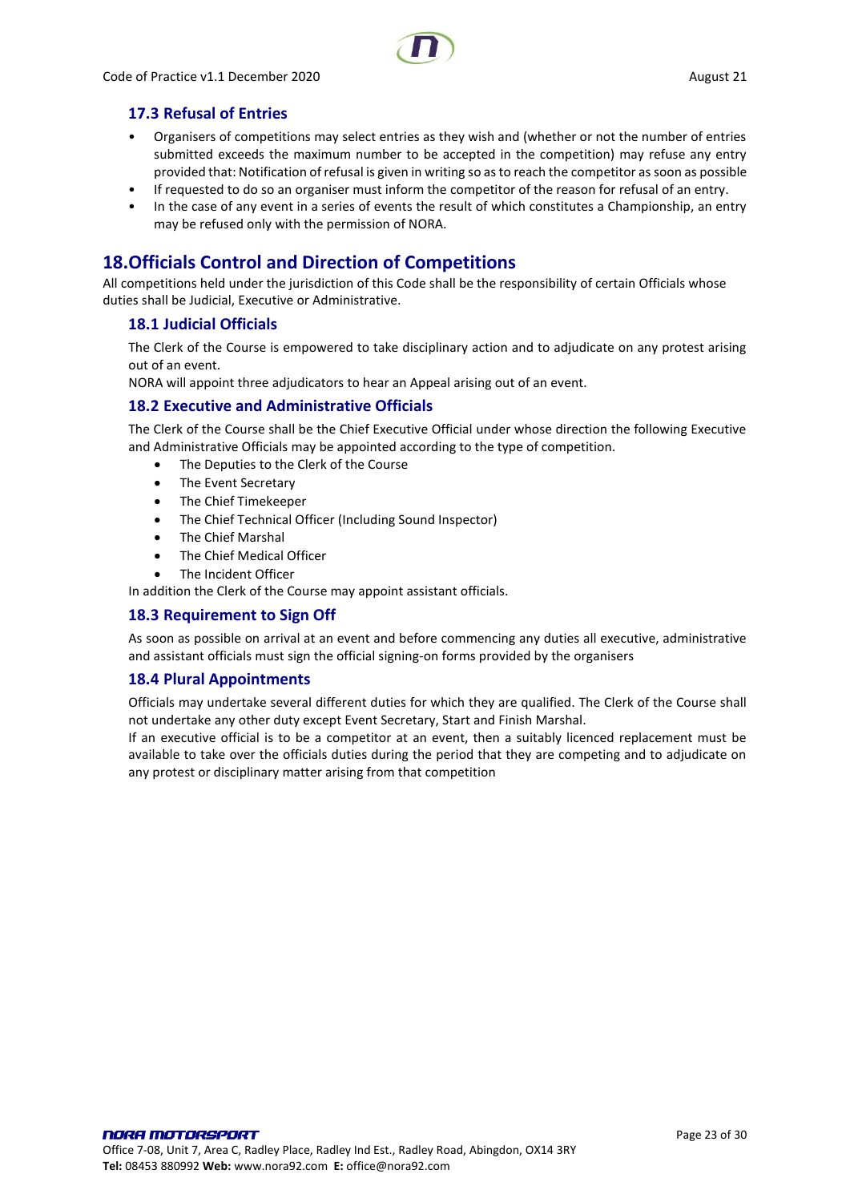### 17.3 Refusal of Entries

- Organisers of competitions may select entries as they wish and (whether or not the number of entries submitted exceeds the maximum number to be accepted in the competition) may refuse any entry provided that: Notification of refusal is given in writing so as to reach the competitor as soon as possible
- If requested to do so an organiser must inform the competitor of the reason for refusal of an entry.
- In the case of any event in a series of events the result of which constitutes a Championship, an entry may be refused only with the permission of NORA.

## 18. Officials Control and Direction of Competitions

All competitions held under the jurisdiction of this Code shall be the responsibility of certain Officials whose duties shall be Judicial, Executive or Administrative.

### 18.1 Judicial Officials

The Clerk of the Course is empowered to take disciplinary action and to adjudicate on any protest arising out of an event.
NORA will appoint three adjudicators to hear an Appeal arising out of an event.

### 18.2 Executive and Administrative Officials

The Clerk of the Course shall be the Chief Executive Official under whose direction the following Executive and Administrative Officials may be appointed according to the type of competition.

- The Deputies to the Clerk of the Course
- The Event Secretary
- The Chief Timekeeper
- The Chief Technical Officer (Including Sound Inspector)
- The Chief Marshal
- The Chief Medical Officer
- The Incident Officer

In addition the Clerk of the Course may appoint assistant officials.

### 18.3 Requirement to Sign Off

As soon as possible on arrival at an event and before commencing any duties all executive, administrative and assistant officials must sign the official signing-on forms provided by the organisers

### 18.4 Plural Appointments

Officials may undertake several different duties for which they are qualified. The Clerk of the Course shall not undertake any other duty except Event Secretary, Start and Finish Marshal.
If an executive official is to be a competitor at an event, then a suitably licenced replacement must be available to take over the officials duties during the period that they are competing and to adjudicate on any protest or disciplinary matter arising from that competition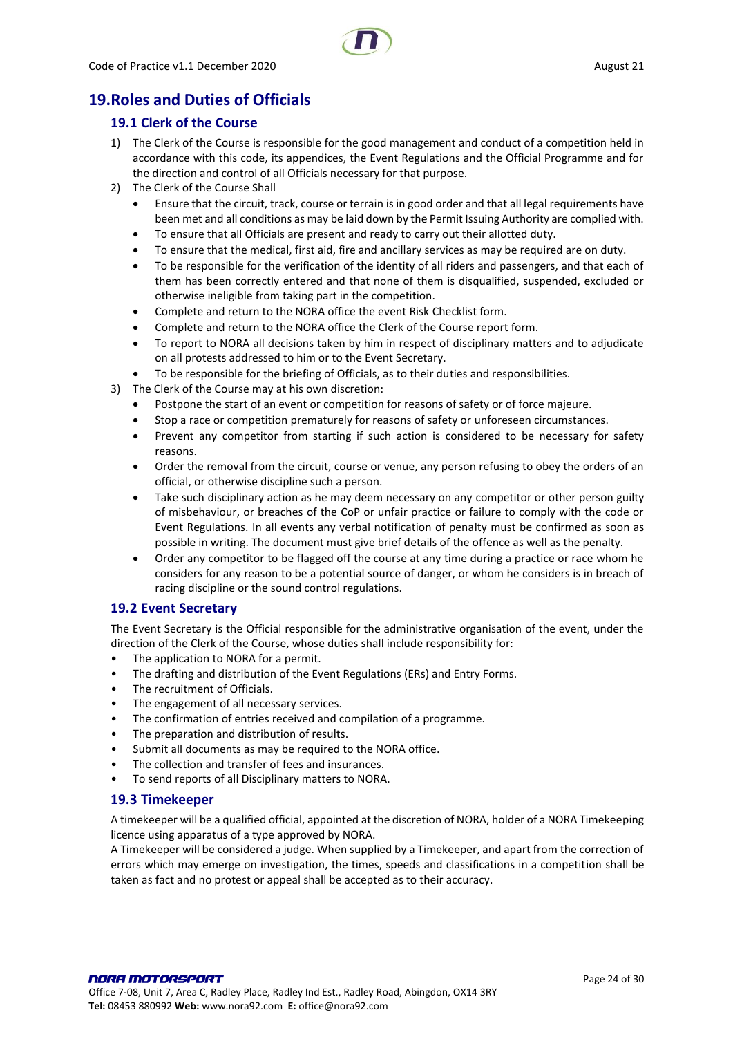# 19. Roles and Duties of Officials

## 19.1 Clerk of the Course

1) The Clerk of the Course is responsible for the good management and conduct of a competition held in accordance with this code, its appendices, the Event Regulations and the Official Programme and for the direction and control of all Officials necessary for that purpose.
2) The Clerk of the Course Shall
   - Ensure that the circuit, track, course or terrain is in good order and that all legal requirements have been met and all conditions as may be laid down by the Permit Issuing Authority are complied with.
   - To ensure that all Officials are present and ready to carry out their allotted duty.
   - To ensure that the medical, first aid, fire and ancillary services as may be required are on duty.
   - To be responsible for the verification of the identity of all riders and passengers, and that each of them has been correctly entered and that none of them is disqualified, suspended, excluded or otherwise ineligible from taking part in the competition.
   - Complete and return to the NORA office the event Risk Checklist form.
   - Complete and return to the NORA office the Clerk of the Course report form.
   - To report to NORA all decisions taken by him in respect of disciplinary matters and to adjudicate on all protests addressed to him or to the Event Secretary.
   - To be responsible for the briefing of Officials, as to their duties and responsibilities.
3) The Clerk of the Course may at his own discretion:
   - Postpone the start of an event or competition for reasons of safety or of force majeure.
   - Stop a race or competition prematurely for reasons of safety or unforeseen circumstances.
   - Prevent any competitor from starting if such action is considered to be necessary for safety reasons.
   - Order the removal from the circuit, course or venue, any person refusing to obey the orders of an official, or otherwise discipline such a person.
   - Take such disciplinary action as he may deem necessary on any competitor or other person guilty of misbehaviour, or breaches of the CoP or unfair practice or failure to comply with the code or Event Regulations. In all events any verbal notification of penalty must be confirmed as soon as possible in writing. The document must give brief details of the offence as well as the penalty.
   - Order any competitor to be flagged off the course at any time during a practice or race whom he considers for any reason to be a potential source of danger, or whom he considers is in breach of racing discipline or the sound control regulations.

## 19.2 Event Secretary

The Event Secretary is the Official responsible for the administrative organisation of the event, under the direction of the Clerk of the Course, whose duties shall include responsibility for:

- The application to NORA for a permit.
- The drafting and distribution of the Event Regulations (ERs) and Entry Forms.
- The recruitment of Officials.
- The engagement of all necessary services.
- The confirmation of entries received and compilation of a programme.
- The preparation and distribution of results.
- Submit all documents as may be required to the NORA office.
- The collection and transfer of fees and insurances.
- To send reports of all Disciplinary matters to NORA.

## 19.3 Timekeeper

A timekeeper will be a qualified official, appointed at the discretion of NORA, holder of a NORA Timekeeping licence using apparatus of a type approved by NORA.

A Timekeeper will be considered a judge. When supplied by a Timekeeper, and apart from the correction of errors which may emerge on investigation, the times, speeds and classifications in a competition shall be taken as fact and no protest or appeal shall be accepted as to their accuracy.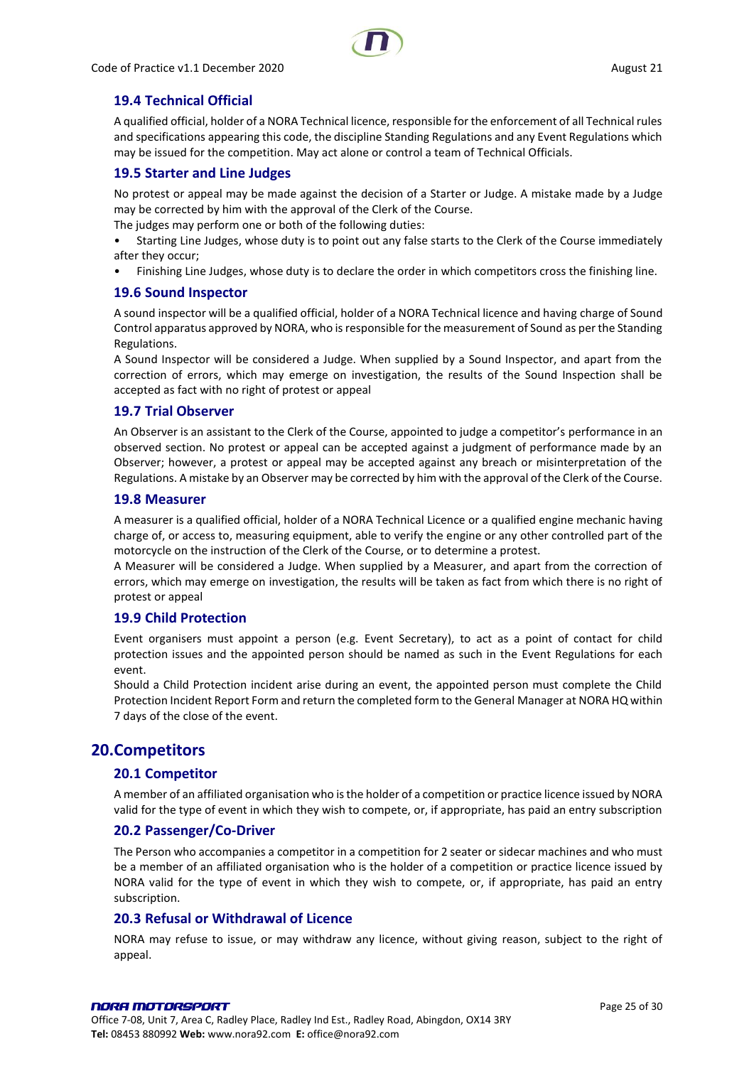### 19.4 Technical Official

A qualified official, holder of a NORA Technical licence, responsible for the enforcement of all Technical rules and specifications appearing this code, the discipline Standing Regulations and any Event Regulations which may be issued for the competition. May act alone or control a team of Technical Officials.

### 19.5 Starter and Line Judges

No protest or appeal may be made against the decision of a Starter or Judge. A mistake made by a Judge may be corrected by him with the approval of the Clerk of the Course.

The judges may perform one or both of the following duties:

- Starting Line Judges, whose duty is to point out any false starts to the Clerk of the Course immediately after they occur;
- Finishing Line Judges, whose duty is to declare the order in which competitors cross the finishing line.

### 19.6 Sound Inspector

A sound inspector will be a qualified official, holder of a NORA Technical licence and having charge of Sound Control apparatus approved by NORA, who is responsible for the measurement of Sound as per the Standing Regulations.

A Sound Inspector will be considered a Judge. When supplied by a Sound Inspector, and apart from the correction of errors, which may emerge on investigation, the results of the Sound Inspection shall be accepted as fact with no right of protest or appeal

### 19.7 Trial Observer

An Observer is an assistant to the Clerk of the Course, appointed to judge a competitor's performance in an observed section. No protest or appeal can be accepted against a judgment of performance made by an Observer; however, a protest or appeal may be accepted against any breach or misinterpretation of the Regulations. A mistake by an Observer may be corrected by him with the approval of the Clerk of the Course.

### 19.8 Measurer

A measurer is a qualified official, holder of a NORA Technical Licence or a qualified engine mechanic having charge of, or access to, measuring equipment, able to verify the engine or any other controlled part of the motorcycle on the instruction of the Clerk of the Course, or to determine a protest.

A Measurer will be considered a Judge. When supplied by a Measurer, and apart from the correction of errors, which may emerge on investigation, the results will be taken as fact from which there is no right of protest or appeal

### 19.9 Child Protection

Event organisers must appoint a person (e.g. Event Secretary), to act as a point of contact for child protection issues and the appointed person should be named as such in the Event Regulations for each event.

Should a Child Protection incident arise during an event, the appointed person must complete the Child Protection Incident Report Form and return the completed form to the General Manager at NORA HQ within 7 days of the close of the event.

## 20. Competitors

### 20.1 Competitor

A member of an affiliated organisation who is the holder of a competition or practice licence issued by NORA valid for the type of event in which they wish to compete, or, if appropriate, has paid an entry subscription

### 20.2 Passenger/Co-Driver

The Person who accompanies a competitor in a competition for 2 seater or sidecar machines and who must be a member of an affiliated organisation who is the holder of a competition or practice licence issued by NORA valid for the type of event in which they wish to compete, or, if appropriate, has paid an entry subscription.

### 20.3 Refusal or Withdrawal of Licence

NORA may refuse to issue, or may withdraw any licence, without giving reason, subject to the right of appeal.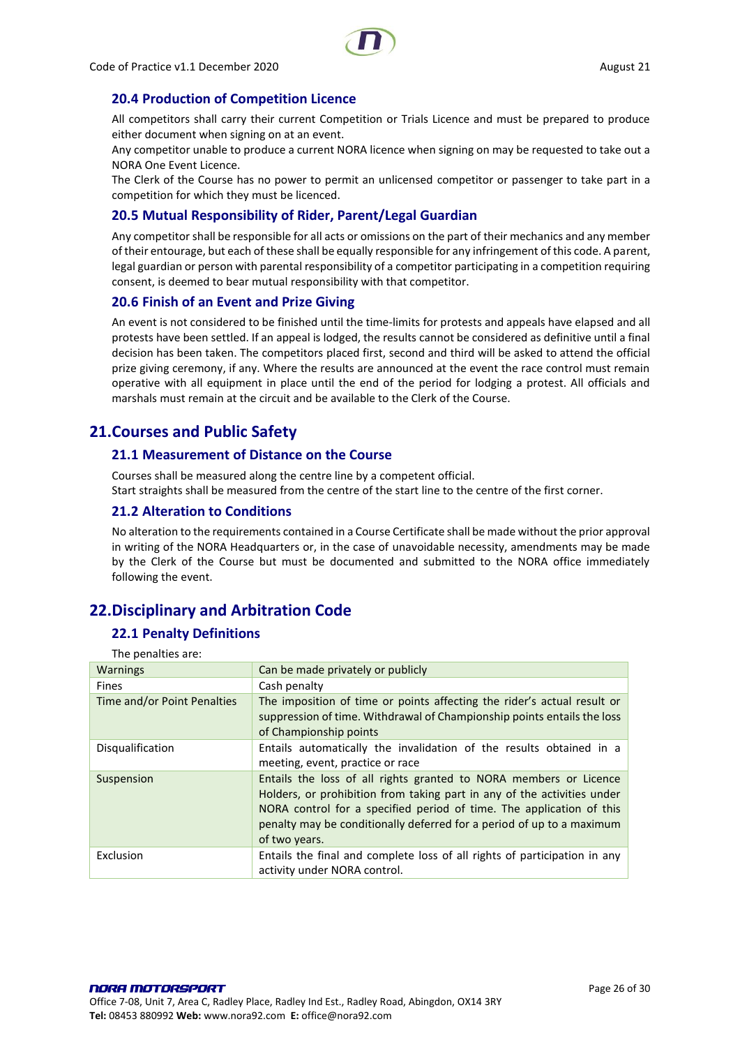### 20.4 Production of Competition Licence

All competitors shall carry their current Competition or Trials Licence and must be prepared to produce either document when signing on at an event.

Any competitor unable to produce a current NORA licence when signing on may be requested to take out a NORA One Event Licence.

The Clerk of the Course has no power to permit an unlicensed competitor or passenger to take part in a competition for which they must be licenced.

### 20.5 Mutual Responsibility of Rider, Parent/Legal Guardian

Any competitor shall be responsible for all acts or omissions on the part of their mechanics and any member of their entourage, but each of these shall be equally responsible for any infringement of this code. A parent, legal guardian or person with parental responsibility of a competitor participating in a competition requiring consent, is deemed to bear mutual responsibility with that competitor.

### 20.6 Finish of an Event and Prize Giving

An event is not considered to be finished until the time-limits for protests and appeals have elapsed and all protests have been settled. If an appeal is lodged, the results cannot be considered as definitive until a final decision has been taken. The competitors placed first, second and third will be asked to attend the official prize giving ceremony, if any. Where the results are announced at the event the race control must remain operative with all equipment in place until the end of the period for lodging a protest. All officials and marshals must remain at the circuit and be available to the Clerk of the Course.

## 21. Courses and Public Safety

### 21.1 Measurement of Distance on the Course

Courses shall be measured along the centre line by a competent official.

Start straights shall be measured from the centre of the start line to the centre of the first corner.

### 21.2 Alteration to Conditions

No alteration to the requirements contained in a Course Certificate shall be made without the prior approval in writing of the NORA Headquarters or, in the case of unavoidable necessity, amendments may be made by the Clerk of the Course but must be documented and submitted to the NORA office immediately following the event.

## 22. Disciplinary and Arbitration Code

### 22.1 Penalty Definitions

The penalties are:

| Penalty | Definition |
|---|---|
| Warnings | Can be made privately or publicly |
| Fines | Cash penalty |
| Time and/or Point Penalties | The imposition of time or points affecting the rider's actual result or suppression of time. Withdrawal of Championship points entails the loss of Championship points |
| Disqualification | Entails automatically the invalidation of the results obtained in a meeting, event, practice or race |
| Suspension | Entails the loss of all rights granted to NORA members or Licence Holders, or prohibition from taking part in any of the activities under NORA control for a specified period of time. The application of this penalty may be conditionally deferred for a period of up to a maximum of two years. |
| Exclusion | Entails the final and complete loss of all rights of participation in any activity under NORA control. |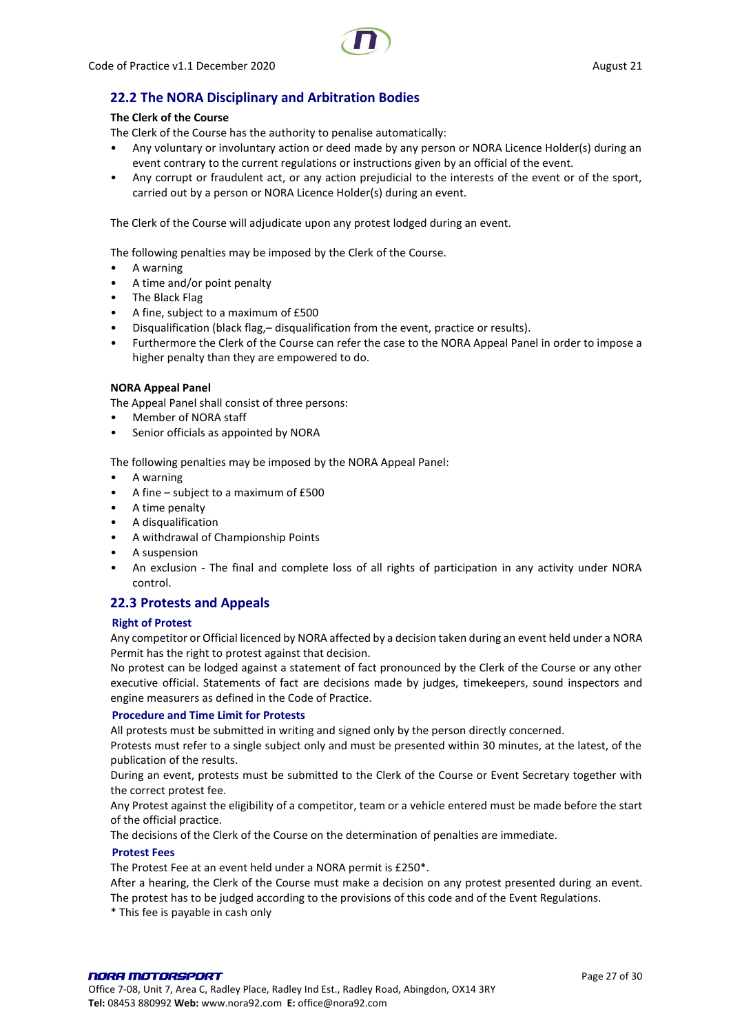## 22.2 The NORA Disciplinary and Arbitration Bodies

**The Clerk of the Course**

The Clerk of the Course has the authority to penalise automatically:

- Any voluntary or involuntary action or deed made by any person or NORA Licence Holder(s) during an event contrary to the current regulations or instructions given by an official of the event.
- Any corrupt or fraudulent act, or any action prejudicial to the interests of the event or of the sport, carried out by a person or NORA Licence Holder(s) during an event.

The Clerk of the Course will adjudicate upon any protest lodged during an event.

The following penalties may be imposed by the Clerk of the Course.

- A warning
- A time and/or point penalty
- The Black Flag
- A fine, subject to a maximum of £500
- Disqualification (black flag,– disqualification from the event, practice or results).
- Furthermore the Clerk of the Course can refer the case to the NORA Appeal Panel in order to impose a higher penalty than they are empowered to do.

**NORA Appeal Panel**

The Appeal Panel shall consist of three persons:

- Member of NORA staff
- Senior officials as appointed by NORA

The following penalties may be imposed by the NORA Appeal Panel:

- A warning
- A fine – subject to a maximum of £500
- A time penalty
- A disqualification
- A withdrawal of Championship Points
- A suspension
- An exclusion - The final and complete loss of all rights of participation in any activity under NORA control.

## 22.3 Protests and Appeals

### Right of Protest

Any competitor or Official licenced by NORA affected by a decision taken during an event held under a NORA Permit has the right to protest against that decision.

No protest can be lodged against a statement of fact pronounced by the Clerk of the Course or any other executive official. Statements of fact are decisions made by judges, timekeepers, sound inspectors and engine measurers as defined in the Code of Practice.

### Procedure and Time Limit for Protests

All protests must be submitted in writing and signed only by the person directly concerned.

Protests must refer to a single subject only and must be presented within 30 minutes, at the latest, of the publication of the results.

During an event, protests must be submitted to the Clerk of the Course or Event Secretary together with the correct protest fee.

Any Protest against the eligibility of a competitor, team or a vehicle entered must be made before the start of the official practice.

The decisions of the Clerk of the Course on the determination of penalties are immediate.

### Protest Fees

The Protest Fee at an event held under a NORA permit is £250*.

After a hearing, the Clerk of the Course must make a decision on any protest presented during an event. The protest has to be judged according to the provisions of this code and of the Event Regulations.

* This fee is payable in cash only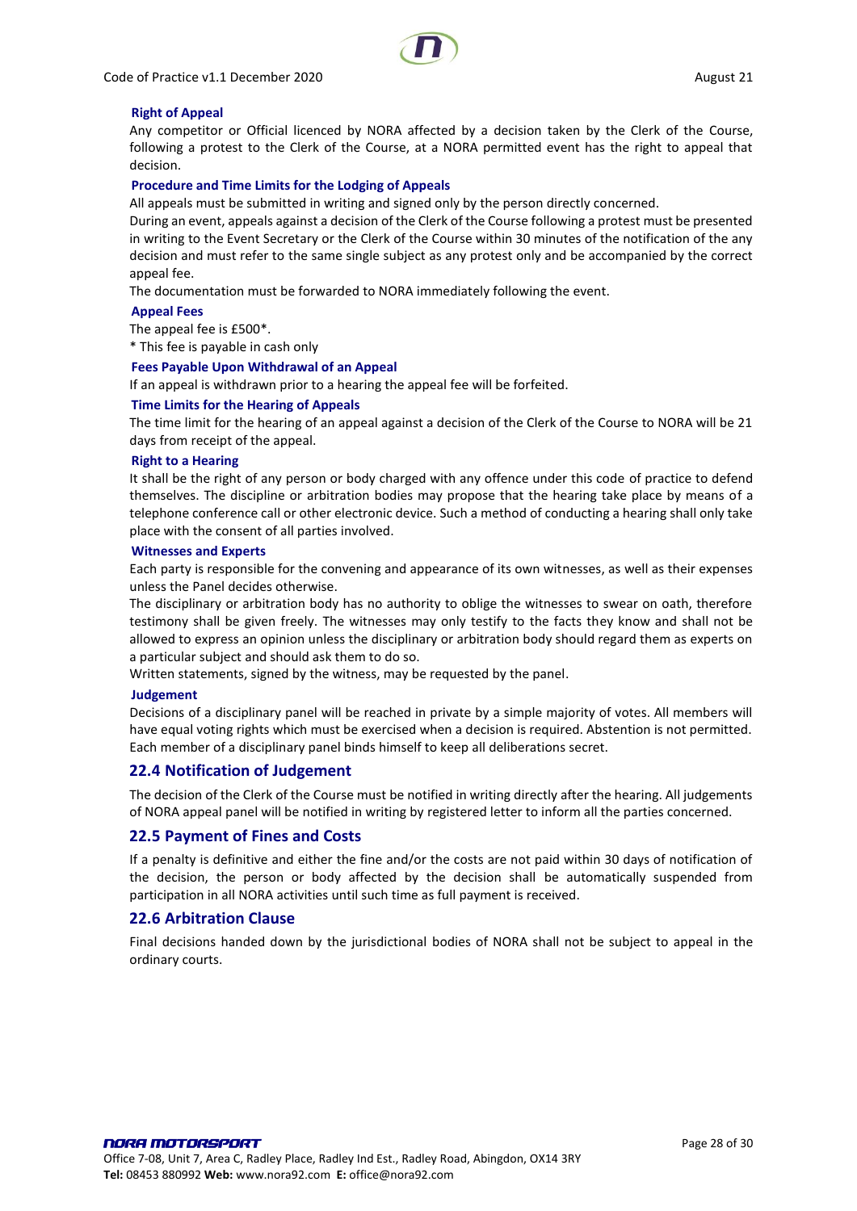#### Right of Appeal

Any competitor or Official licenced by NORA affected by a decision taken by the Clerk of the Course, following a protest to the Clerk of the Course, at a NORA permitted event has the right to appeal that decision.

#### Procedure and Time Limits for the Lodging of Appeals

All appeals must be submitted in writing and signed only by the person directly concerned.

During an event, appeals against a decision of the Clerk of the Course following a protest must be presented in writing to the Event Secretary or the Clerk of the Course within 30 minutes of the notification of the any decision and must refer to the same single subject as any protest only and be accompanied by the correct appeal fee.

The documentation must be forwarded to NORA immediately following the event.

#### Appeal Fees

The appeal fee is £500*.

* This fee is payable in cash only

#### Fees Payable Upon Withdrawal of an Appeal

If an appeal is withdrawn prior to a hearing the appeal fee will be forfeited.

#### Time Limits for the Hearing of Appeals

The time limit for the hearing of an appeal against a decision of the Clerk of the Course to NORA will be 21 days from receipt of the appeal.

#### Right to a Hearing

It shall be the right of any person or body charged with any offence under this code of practice to defend themselves. The discipline or arbitration bodies may propose that the hearing take place by means of a telephone conference call or other electronic device. Such a method of conducting a hearing shall only take place with the consent of all parties involved.

#### Witnesses and Experts

Each party is responsible for the convening and appearance of its own witnesses, as well as their expenses unless the Panel decides otherwise.

The disciplinary or arbitration body has no authority to oblige the witnesses to swear on oath, therefore testimony shall be given freely. The witnesses may only testify to the facts they know and shall not be allowed to express an opinion unless the disciplinary or arbitration body should regard them as experts on a particular subject and should ask them to do so.

Written statements, signed by the witness, may be requested by the panel.

#### Judgement

Decisions of a disciplinary panel will be reached in private by a simple majority of votes. All members will have equal voting rights which must be exercised when a decision is required. Abstention is not permitted. Each member of a disciplinary panel binds himself to keep all deliberations secret.

### 22.4 Notification of Judgement

The decision of the Clerk of the Course must be notified in writing directly after the hearing. All judgements of NORA appeal panel will be notified in writing by registered letter to inform all the parties concerned.

### 22.5 Payment of Fines and Costs

If a penalty is definitive and either the fine and/or the costs are not paid within 30 days of notification of the decision, the person or body affected by the decision shall be automatically suspended from participation in all NORA activities until such time as full payment is received.

### 22.6 Arbitration Clause

Final decisions handed down by the jurisdictional bodies of NORA shall not be subject to appeal in the ordinary courts.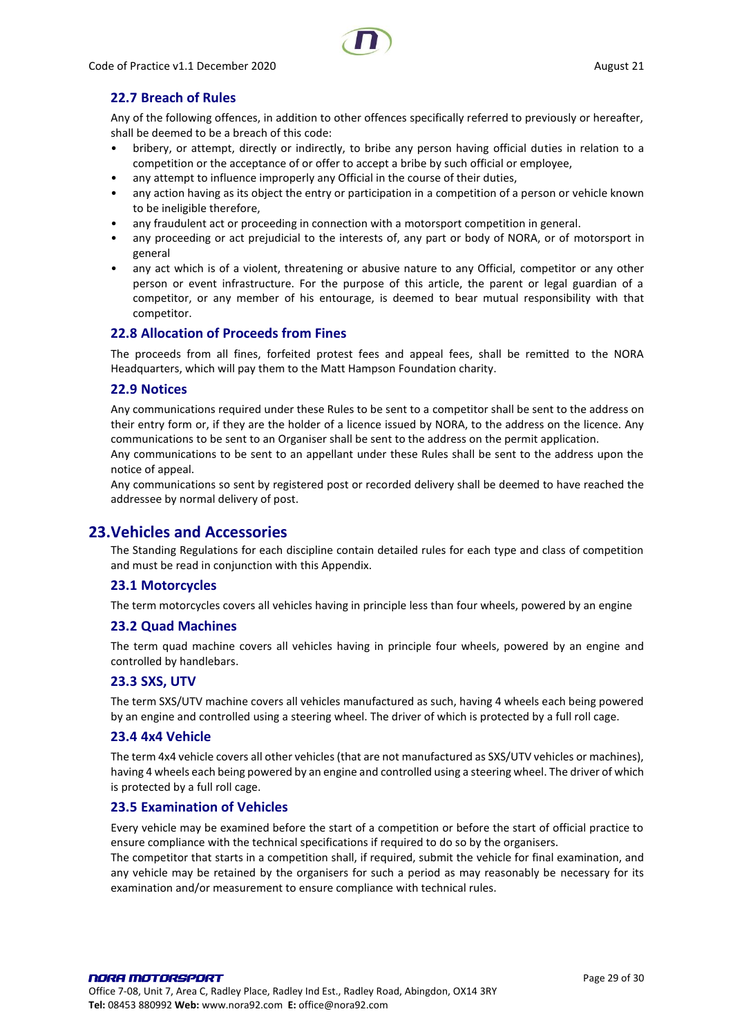### 22.7 Breach of Rules

Any of the following offences, in addition to other offences specifically referred to previously or hereafter, shall be deemed to be a breach of this code:

- bribery, or attempt, directly or indirectly, to bribe any person having official duties in relation to a competition or the acceptance of or offer to accept a bribe by such official or employee,
- any attempt to influence improperly any Official in the course of their duties,
- any action having as its object the entry or participation in a competition of a person or vehicle known to be ineligible therefore,
- any fraudulent act or proceeding in connection with a motorsport competition in general.
- any proceeding or act prejudicial to the interests of, any part or body of NORA, or of motorsport in general
- any act which is of a violent, threatening or abusive nature to any Official, competitor or any other person or event infrastructure. For the purpose of this article, the parent or legal guardian of a competitor, or any member of his entourage, is deemed to bear mutual responsibility with that competitor.

### 22.8 Allocation of Proceeds from Fines

The proceeds from all fines, forfeited protest fees and appeal fees, shall be remitted to the NORA Headquarters, which will pay them to the Matt Hampson Foundation charity.

### 22.9 Notices

Any communications required under these Rules to be sent to a competitor shall be sent to the address on their entry form or, if they are the holder of a licence issued by NORA, to the address on the licence. Any communications to be sent to an Organiser shall be sent to the address on the permit application.

Any communications to be sent to an appellant under these Rules shall be sent to the address upon the notice of appeal.

Any communications so sent by registered post or recorded delivery shall be deemed to have reached the addressee by normal delivery of post.

## 23. Vehicles and Accessories

The Standing Regulations for each discipline contain detailed rules for each type and class of competition and must be read in conjunction with this Appendix.

### 23.1 Motorcycles

The term motorcycles covers all vehicles having in principle less than four wheels, powered by an engine

### 23.2 Quad Machines

The term quad machine covers all vehicles having in principle four wheels, powered by an engine and controlled by handlebars.

### 23.3 SXS, UTV

The term SXS/UTV machine covers all vehicles manufactured as such, having 4 wheels each being powered by an engine and controlled using a steering wheel. The driver of which is protected by a full roll cage.

### 23.4 4x4 Vehicle

The term 4x4 vehicle covers all other vehicles (that are not manufactured as SXS/UTV vehicles or machines), having 4 wheels each being powered by an engine and controlled using a steering wheel. The driver of which is protected by a full roll cage.

### 23.5 Examination of Vehicles

Every vehicle may be examined before the start of a competition or before the start of official practice to ensure compliance with the technical specifications if required to do so by the organisers.

The competitor that starts in a competition shall, if required, submit the vehicle for final examination, and any vehicle may be retained by the organisers for such a period as may reasonably be necessary for its examination and/or measurement to ensure compliance with technical rules.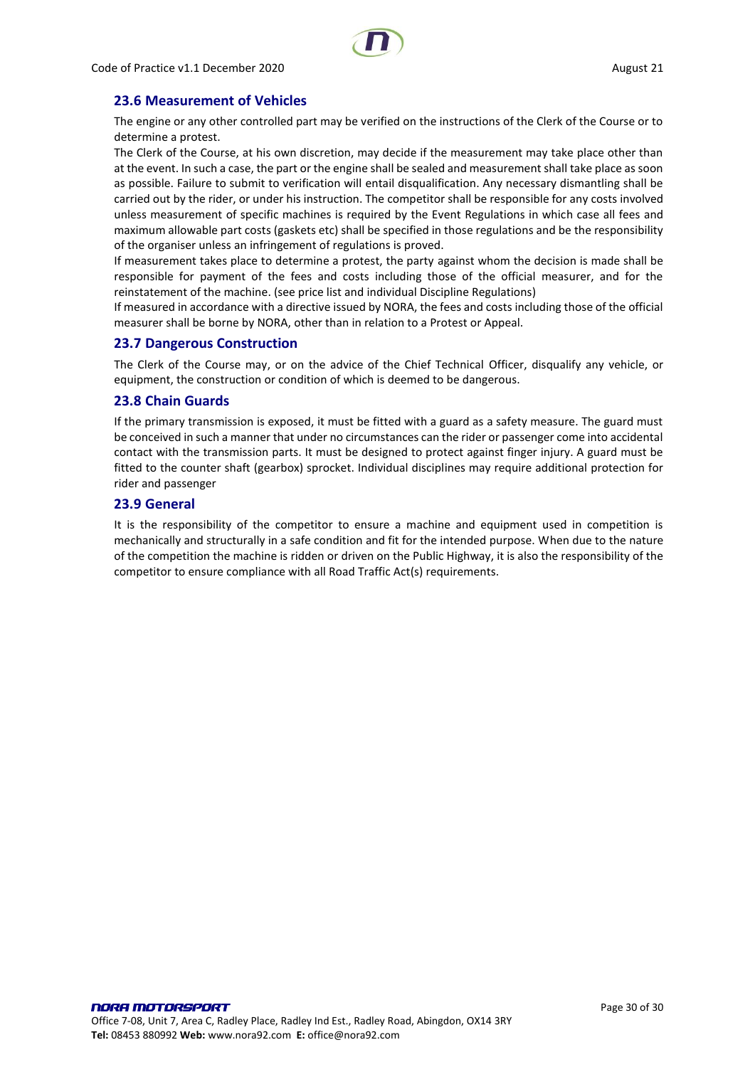## 23.6 Measurement of Vehicles

The engine or any other controlled part may be verified on the instructions of the Clerk of the Course or to determine a protest.

The Clerk of the Course, at his own discretion, may decide if the measurement may take place other than at the event. In such a case, the part or the engine shall be sealed and measurement shall take place as soon as possible. Failure to submit to verification will entail disqualification. Any necessary dismantling shall be carried out by the rider, or under his instruction. The competitor shall be responsible for any costs involved unless measurement of specific machines is required by the Event Regulations in which case all fees and maximum allowable part costs (gaskets etc) shall be specified in those regulations and be the responsibility of the organiser unless an infringement of regulations is proved.

If measurement takes place to determine a protest, the party against whom the decision is made shall be responsible for payment of the fees and costs including those of the official measurer, and for the reinstatement of the machine. (see price list and individual Discipline Regulations)

If measured in accordance with a directive issued by NORA, the fees and costs including those of the official measurer shall be borne by NORA, other than in relation to a Protest or Appeal.

## 23.7 Dangerous Construction

The Clerk of the Course may, or on the advice of the Chief Technical Officer, disqualify any vehicle, or equipment, the construction or condition of which is deemed to be dangerous.

## 23.8 Chain Guards

If the primary transmission is exposed, it must be fitted with a guard as a safety measure. The guard must be conceived in such a manner that under no circumstances can the rider or passenger come into accidental contact with the transmission parts. It must be designed to protect against finger injury. A guard must be fitted to the counter shaft (gearbox) sprocket. Individual disciplines may require additional protection for rider and passenger

## 23.9 General

It is the responsibility of the competitor to ensure a machine and equipment used in competition is mechanically and structurally in a safe condition and fit for the intended purpose. When due to the nature of the competition the machine is ridden or driven on the Public Highway, it is also the responsibility of the competitor to ensure compliance with all Road Traffic Act(s) requirements.